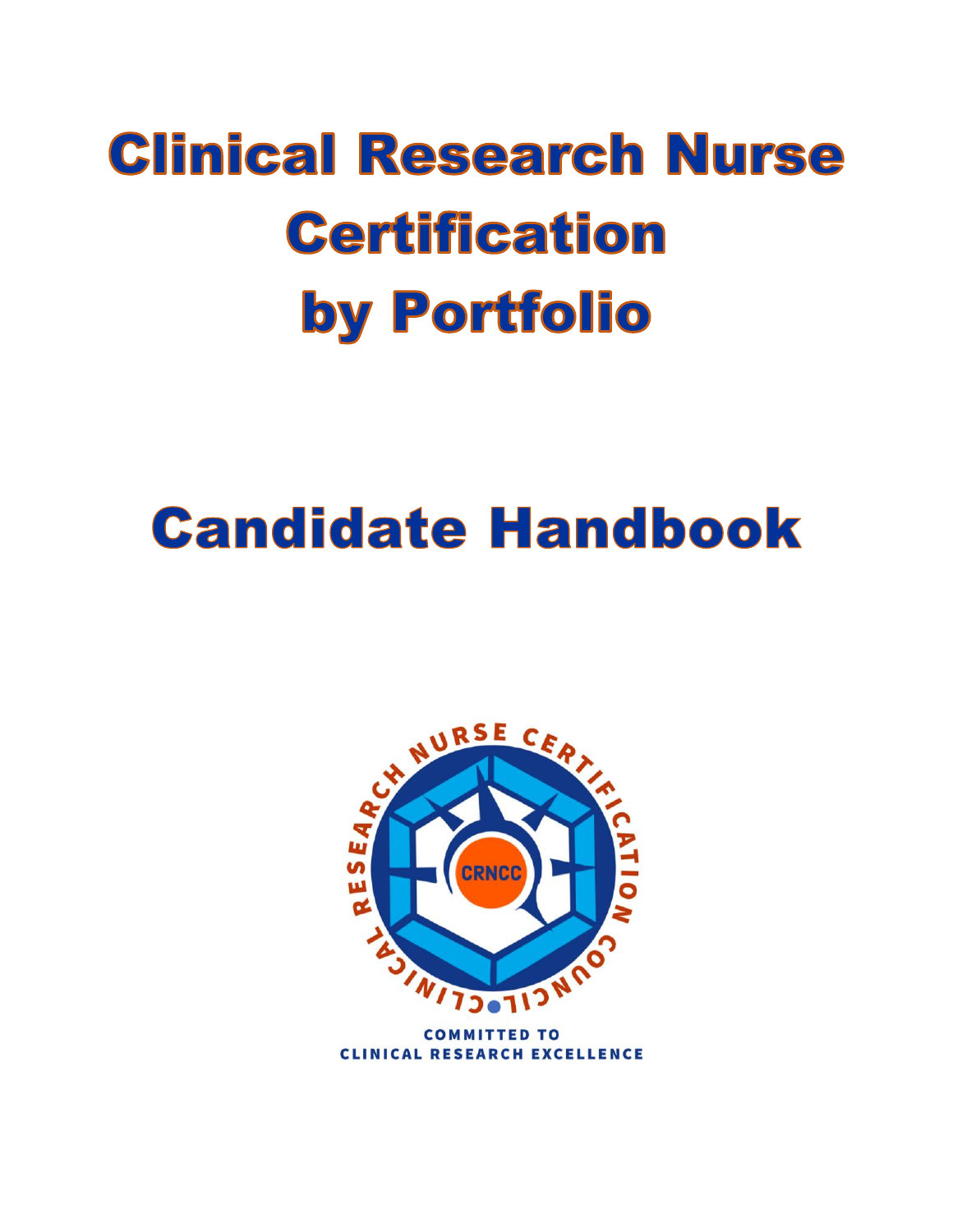# Clinical Research Nurse Certification by Portfolio

# Candidate Handbook

COMMITTED TO
CLINICAL RESEARCH EXCELLENCE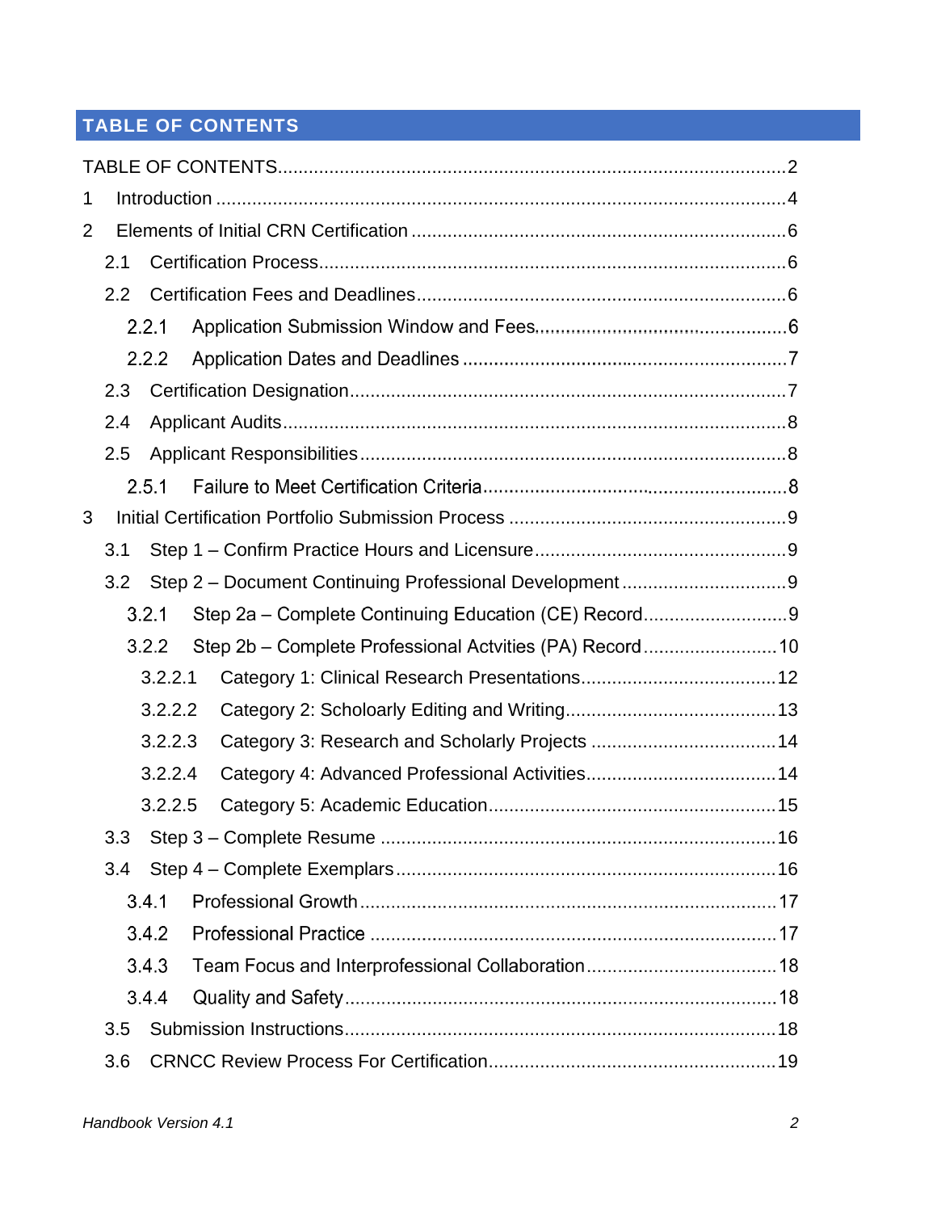## TABLE OF CONTENTS

TABLE OF CONTENTS....................................................................................................2

1 Introduction ...............................................................................................................4

2 Elements of Initial CRN Certification .........................................................................6

- 2.1 Certification Process...........................................................................................6
- 2.2 Certification Fees and Deadlines.......................................................................6
  - 2.2.1 Application Submission Window and Fees.................................................6
  - 2.2.2 Application Dates and Deadlines ...............................................................7
- 2.3 Certification Designation.....................................................................................7
- 2.4 Applicant Audits..................................................................................................8
- 2.5 Applicant Responsibilities...................................................................................8
  - 2.5.1 Failure to Meet Certification Criteria............................................................8

3 Initial Certification Portfolio Submission Process ......................................................9

- 3.1 Step 1 – Confirm Practice Hours and Licensure.................................................9
- 3.2 Step 2 – Document Continuing Professional Development ................................9
  - 3.2.1 Step 2a – Complete Continuing Education (CE) Record............................9
  - 3.2.2 Step 2b – Complete Professional Actvities (PA) Record..........................10
    - 3.2.2.1 Category 1: Clinical Research Presentations......................................12
    - 3.2.2.2 Category 2: Scholoarly Editing and Writing.........................................13
    - 3.2.2.3 Category 3: Research and Scholarly Projects ....................................14
    - 3.2.2.4 Category 4: Advanced Professional Activities.....................................14
    - 3.2.2.5 Category 5: Academic Education........................................................15
- 3.3 Step 3 – Complete Resume .............................................................................16
- 3.4 Step 4 – Complete Exemplars..........................................................................16
  - 3.4.1 Professional Growth.................................................................................17
  - 3.4.2 Professional Practice ...............................................................................17
  - 3.4.3 Team Focus and Interprofessional Collaboration.....................................18
  - 3.4.4 Quality and Safety....................................................................................18
- 3.5 Submission Instructions....................................................................................18
- 3.6 CRNCC Review Process For Certification........................................................19

*Handbook Version 4.1*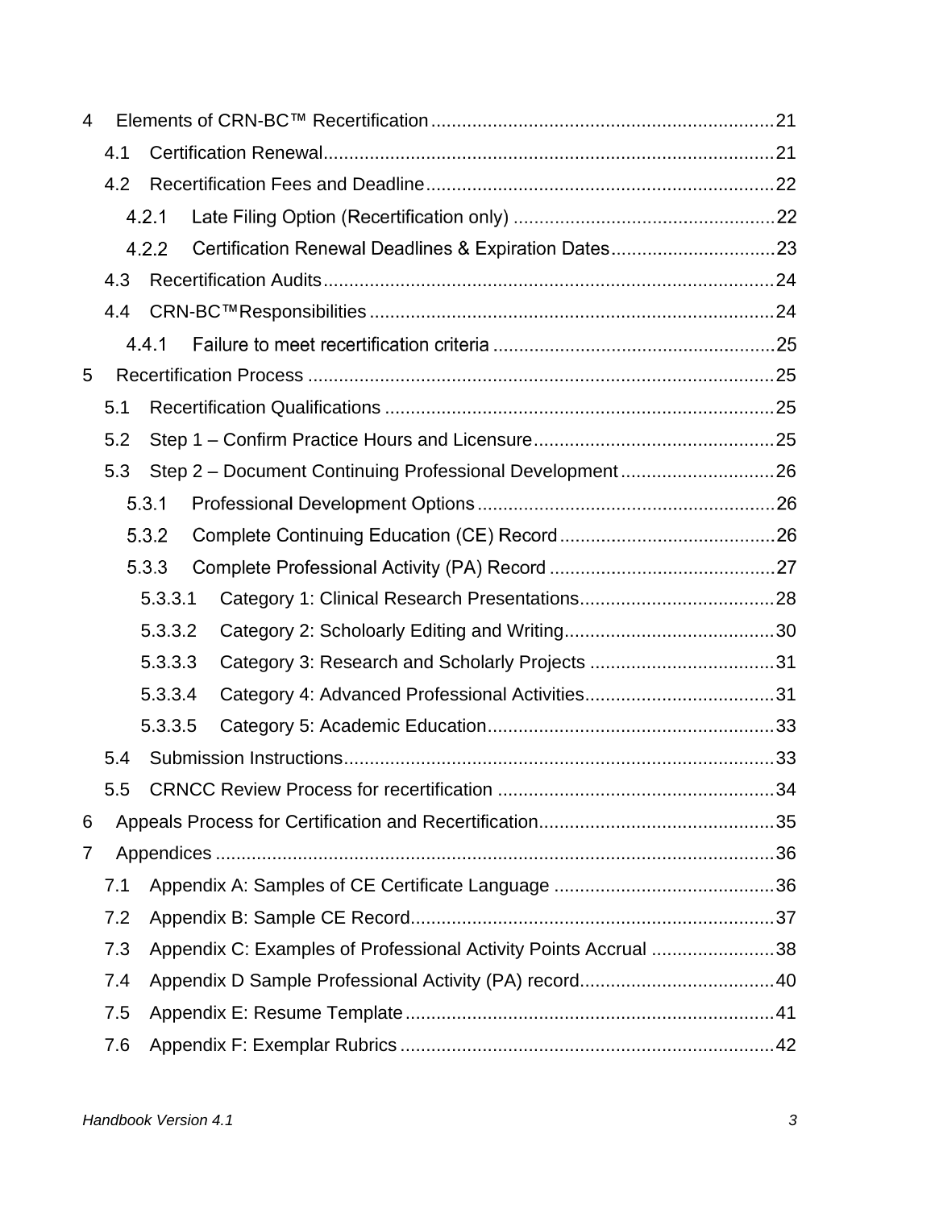4 Elements of CRN-BC™ Recertification .......... 21
- 4.1 Certification Renewal .......... 21
- 4.2 Recertification Fees and Deadline .......... 22
  - 4.2.1 Late Filing Option (Recertification only) .......... 22
  - 4.2.2 Certification Renewal Deadlines & Expiration Dates .......... 23
- 4.3 Recertification Audits .......... 24
- 4.4 CRN-BC™Responsibilities .......... 24
  - 4.4.1 Failure to meet recertification criteria .......... 25

5 Recertification Process .......... 25
- 5.1 Recertification Qualifications .......... 25
- 5.2 Step 1 – Confirm Practice Hours and Licensure .......... 25
- 5.3 Step 2 – Document Continuing Professional Development .......... 26
  - 5.3.1 Professional Development Options .......... 26
  - 5.3.2 Complete Continuing Education (CE) Record .......... 26
  - 5.3.3 Complete Professional Activity (PA) Record .......... 27
    - 5.3.3.1 Category 1: Clinical Research Presentations .......... 28
    - 5.3.3.2 Category 2: Scholoarly Editing and Writing .......... 30
    - 5.3.3.3 Category 3: Research and Scholarly Projects .......... 31
    - 5.3.3.4 Category 4: Advanced Professional Activities .......... 31
    - 5.3.3.5 Category 5: Academic Education .......... 33
- 5.4 Submission Instructions .......... 33
- 5.5 CRNCC Review Process for recertification .......... 34

6 Appeals Process for Certification and Recertification .......... 35

7 Appendices .......... 36
- 7.1 Appendix A: Samples of CE Certificate Language .......... 36
- 7.2 Appendix B: Sample CE Record .......... 37
- 7.3 Appendix C: Examples of Professional Activity Points Accrual .......... 38
- 7.4 Appendix D Sample Professional Activity (PA) record .......... 40
- 7.5 Appendix E: Resume Template .......... 41
- 7.6 Appendix F: Exemplar Rubrics .......... 42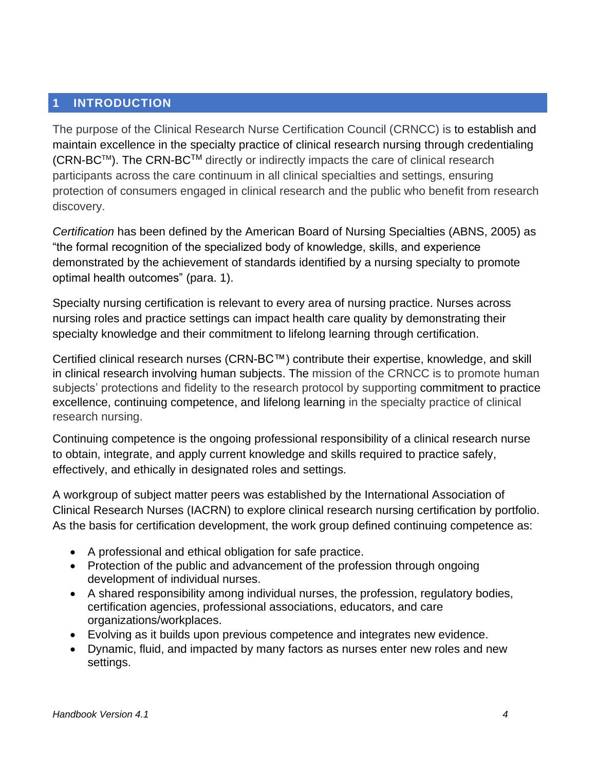# 1 INTRODUCTION

The purpose of the Clinical Research Nurse Certification Council (CRNCC) is to establish and maintain excellence in the specialty practice of clinical research nursing through credentialing (CRN-BC™). The CRN-BC™ directly or indirectly impacts the care of clinical research participants across the care continuum in all clinical specialties and settings, ensuring protection of consumers engaged in clinical research and the public who benefit from research discovery.

*Certification* has been defined by the American Board of Nursing Specialties (ABNS, 2005) as "the formal recognition of the specialized body of knowledge, skills, and experience demonstrated by the achievement of standards identified by a nursing specialty to promote optimal health outcomes" (para. 1).

Specialty nursing certification is relevant to every area of nursing practice. Nurses across nursing roles and practice settings can impact health care quality by demonstrating their specialty knowledge and their commitment to lifelong learning through certification.

Certified clinical research nurses (CRN-BC™) contribute their expertise, knowledge, and skill in clinical research involving human subjects. The mission of the CRNCC is to promote human subjects' protections and fidelity to the research protocol by supporting commitment to practice excellence, continuing competence, and lifelong learning in the specialty practice of clinical research nursing.

Continuing competence is the ongoing professional responsibility of a clinical research nurse to obtain, integrate, and apply current knowledge and skills required to practice safely, effectively, and ethically in designated roles and settings.

A workgroup of subject matter peers was established by the International Association of Clinical Research Nurses (IACRN) to explore clinical research nursing certification by portfolio. As the basis for certification development, the work group defined continuing competence as:

- A professional and ethical obligation for safe practice.
- Protection of the public and advancement of the profession through ongoing development of individual nurses.
- A shared responsibility among individual nurses, the profession, regulatory bodies, certification agencies, professional associations, educators, and care organizations/workplaces.
- Evolving as it builds upon previous competence and integrates new evidence.
- Dynamic, fluid, and impacted by many factors as nurses enter new roles and new settings.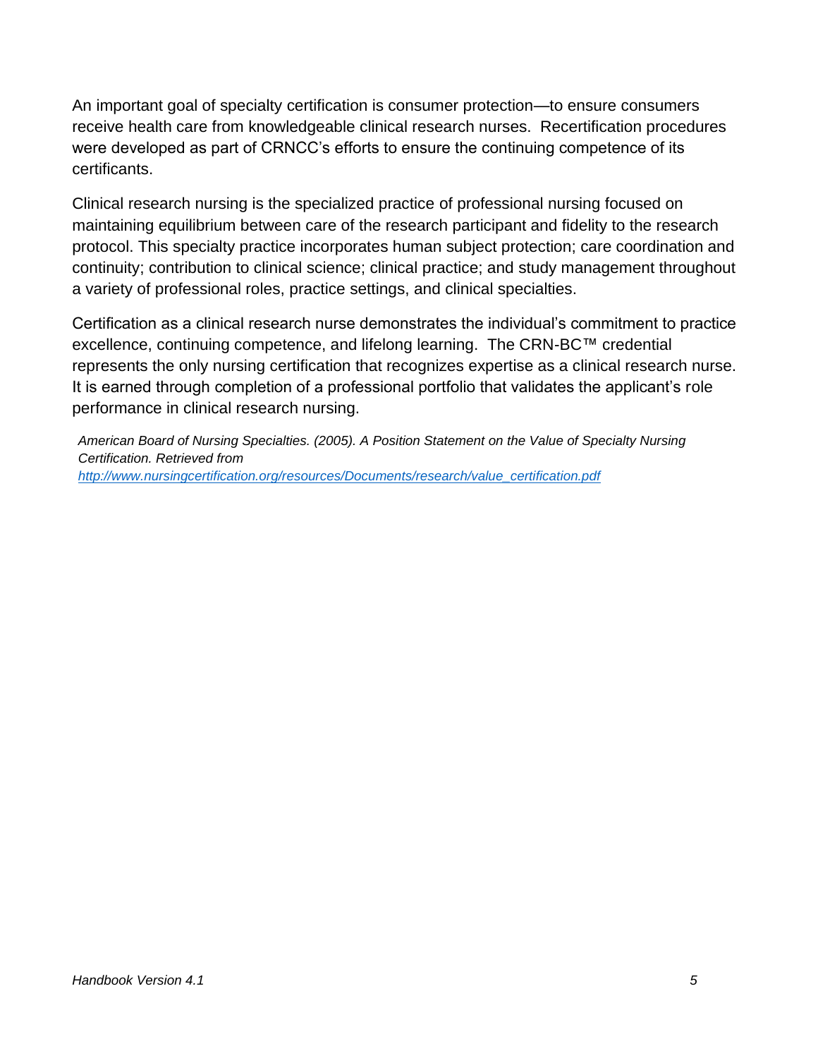An important goal of specialty certification is consumer protection—to ensure consumers receive health care from knowledgeable clinical research nurses. Recertification procedures were developed as part of CRNCC's efforts to ensure the continuing competence of its certificants.

Clinical research nursing is the specialized practice of professional nursing focused on maintaining equilibrium between care of the research participant and fidelity to the research protocol. This specialty practice incorporates human subject protection; care coordination and continuity; contribution to clinical science; clinical practice; and study management throughout a variety of professional roles, practice settings, and clinical specialties.

Certification as a clinical research nurse demonstrates the individual's commitment to practice excellence, continuing competence, and lifelong learning. The CRN-BC™ credential represents the only nursing certification that recognizes expertise as a clinical research nurse. It is earned through completion of a professional portfolio that validates the applicant's role performance in clinical research nursing.

*American Board of Nursing Specialties. (2005). A Position Statement on the Value of Specialty Nursing Certification. Retrieved from [http://www.nursingcertification.org/resources/Documents/research/value_certification.pdf](http://www.nursingcertification.org/resources/Documents/research/value_certification.pdf)*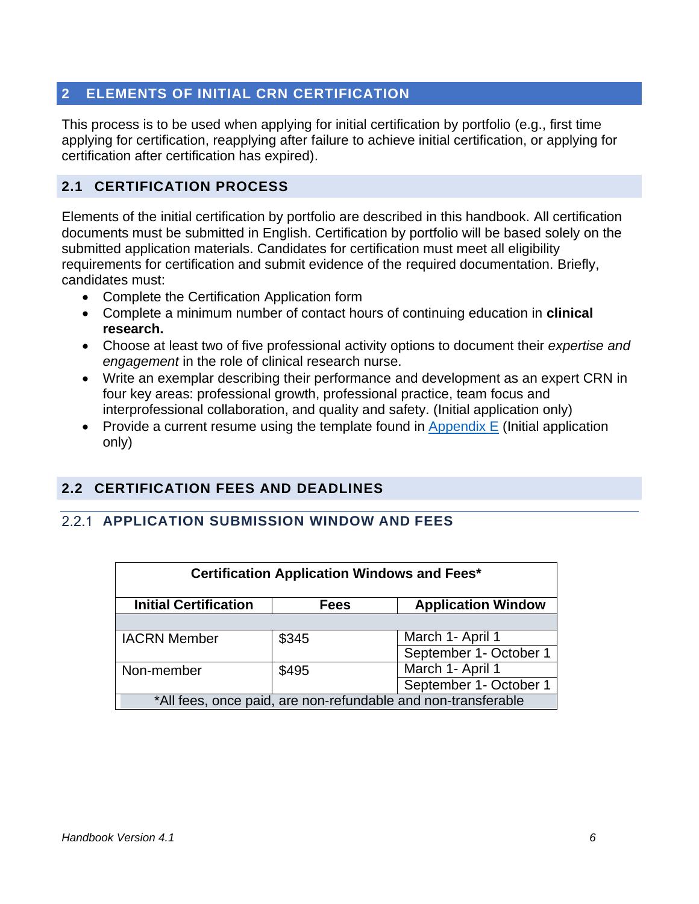# 2 ELEMENTS OF INITIAL CRN CERTIFICATION

This process is to be used when applying for initial certification by portfolio (e.g., first time applying for certification, reapplying after failure to achieve initial certification, or applying for certification after certification has expired).

## 2.1 CERTIFICATION PROCESS

Elements of the initial certification by portfolio are described in this handbook. All certification documents must be submitted in English. Certification by portfolio will be based solely on the submitted application materials. Candidates for certification must meet all eligibility requirements for certification and submit evidence of the required documentation. Briefly, candidates must:

- Complete the Certification Application form
- Complete a minimum number of contact hours of continuing education in **clinical research.**
- Choose at least two of five professional activity options to document their *expertise and engagement* in the role of clinical research nurse.
- Write an exemplar describing their performance and development as an expert CRN in four key areas: professional growth, professional practice, team focus and interprofessional collaboration, and quality and safety. (Initial application only)
- Provide a current resume using the template found in Appendix E (Initial application only)

## 2.2 CERTIFICATION FEES AND DEADLINES

### 2.2.1 APPLICATION SUBMISSION WINDOW AND FEES

| Certification Application Windows and Fees* | | |
|---|---|---|
| **Initial Certification** | **Fees** | **Application Window** |
| | | |
| IACRN Member | $345 | March 1- April 1 |
| | | September 1- October 1 |
| Non-member | $495 | March 1- April 1 |
| | | September 1- October 1 |
| *All fees, once paid, are non-refundable and non-transferable | | |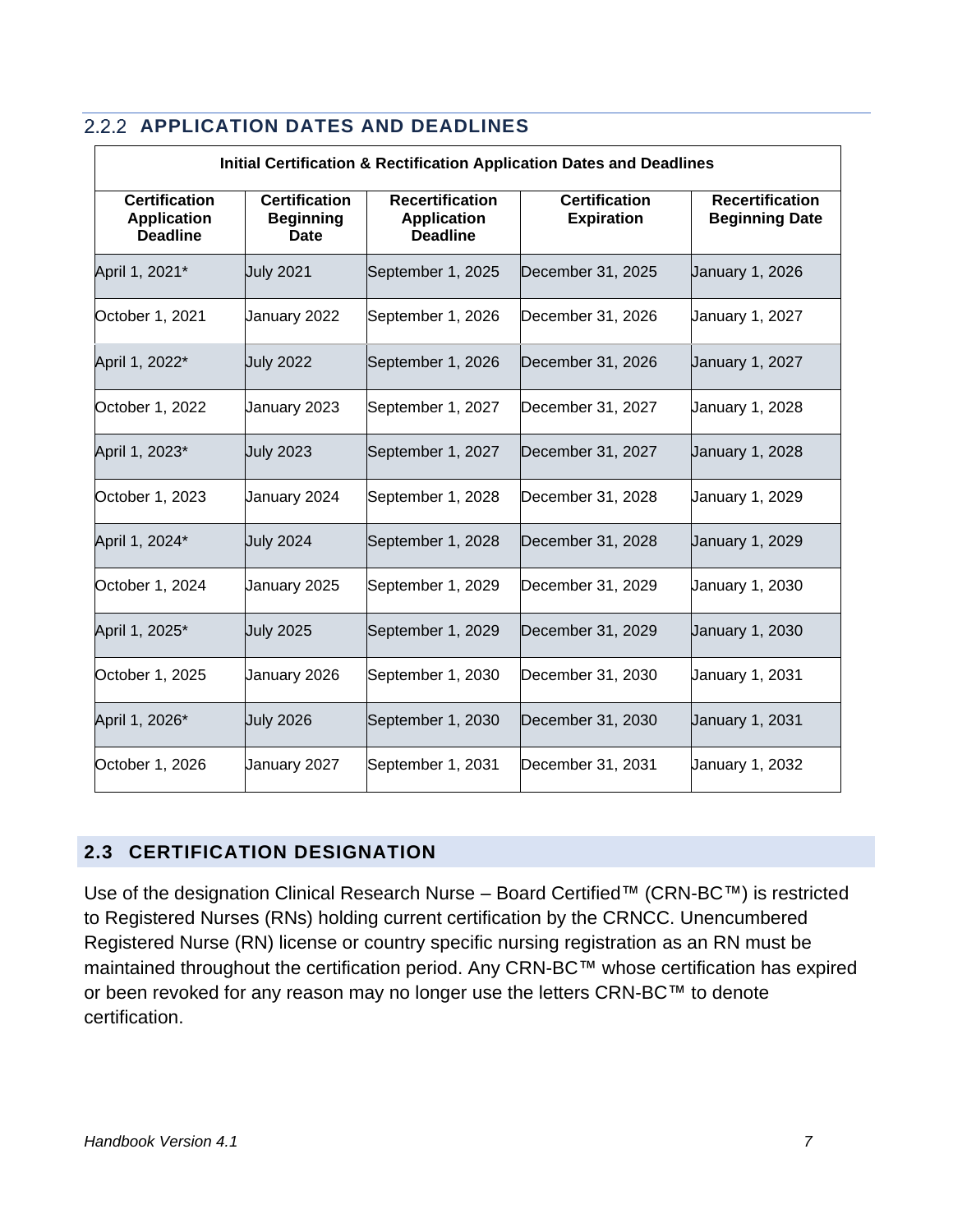### 2.2.2 APPLICATION DATES AND DEADLINES

| Initial Certification & Rectification Application Dates and Deadlines | | | | |
|---|---|---|---|---|
| **Certification Application Deadline** | **Certification Beginning Date** | **Recertification Application Deadline** | **Certification Expiration** | **Recertification Beginning Date** |
| April 1, 2021* | July 2021 | September 1, 2025 | December 31, 2025 | January 1, 2026 |
| October 1, 2021 | January 2022 | September 1, 2026 | December 31, 2026 | January 1, 2027 |
| April 1, 2022* | July 2022 | September 1, 2026 | December 31, 2026 | January 1, 2027 |
| October 1, 2022 | January 2023 | September 1, 2027 | December 31, 2027 | January 1, 2028 |
| April 1, 2023* | July 2023 | September 1, 2027 | December 31, 2027 | January 1, 2028 |
| October 1, 2023 | January 2024 | September 1, 2028 | December 31, 2028 | January 1, 2029 |
| April 1, 2024* | July 2024 | September 1, 2028 | December 31, 2028 | January 1, 2029 |
| October 1, 2024 | January 2025 | September 1, 2029 | December 31, 2029 | January 1, 2030 |
| April 1, 2025* | July 2025 | September 1, 2029 | December 31, 2029 | January 1, 2030 |
| October 1, 2025 | January 2026 | September 1, 2030 | December 31, 2030 | January 1, 2031 |
| April 1, 2026* | July 2026 | September 1, 2030 | December 31, 2030 | January 1, 2031 |
| October 1, 2026 | January 2027 | September 1, 2031 | December 31, 2031 | January 1, 2032 |

## 2.3 CERTIFICATION DESIGNATION

Use of the designation Clinical Research Nurse – Board Certified™ (CRN-BC™) is restricted to Registered Nurses (RNs) holding current certification by the CRNCC. Unencumbered Registered Nurse (RN) license or country specific nursing registration as an RN must be maintained throughout the certification period. Any CRN-BC™ whose certification has expired or been revoked for any reason may no longer use the letters CRN-BC™ to denote certification.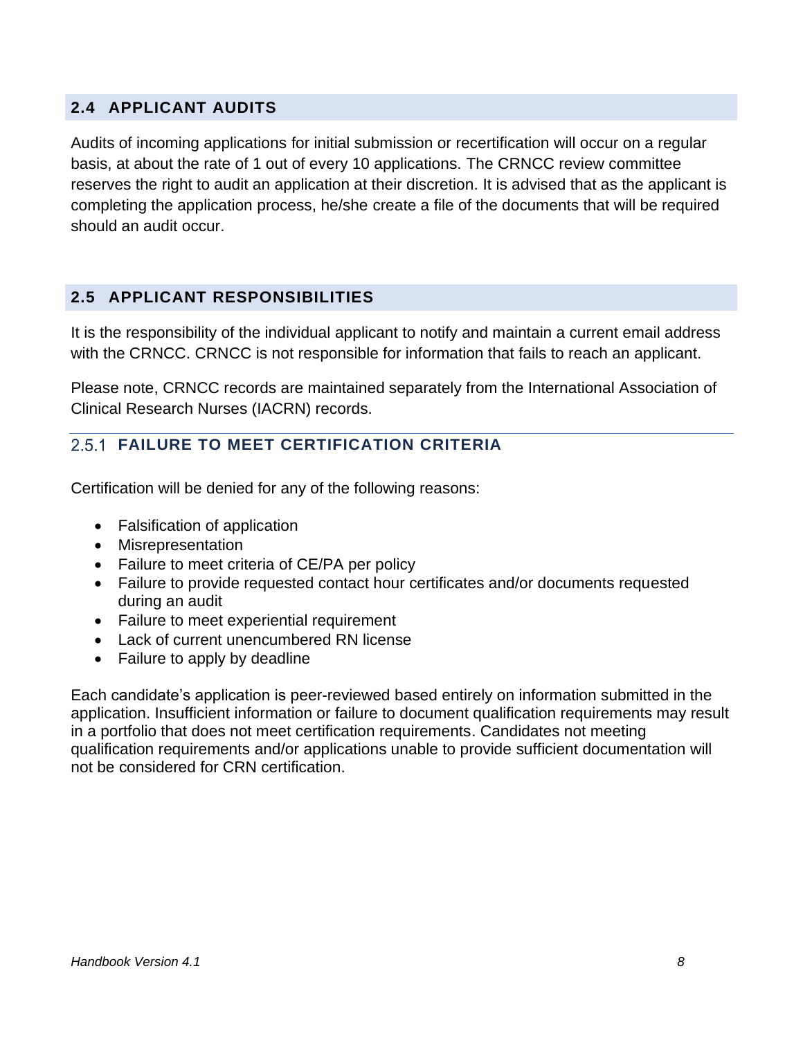## 2.4 APPLICANT AUDITS

Audits of incoming applications for initial submission or recertification will occur on a regular basis, at about the rate of 1 out of every 10 applications. The CRNCC review committee reserves the right to audit an application at their discretion. It is advised that as the applicant is completing the application process, he/she create a file of the documents that will be required should an audit occur.

## 2.5 APPLICANT RESPONSIBILITIES

It is the responsibility of the individual applicant to notify and maintain a current email address with the CRNCC. CRNCC is not responsible for information that fails to reach an applicant.

Please note, CRNCC records are maintained separately from the International Association of Clinical Research Nurses (IACRN) records.

### 2.5.1 FAILURE TO MEET CERTIFICATION CRITERIA

Certification will be denied for any of the following reasons:

- Falsification of application
- Misrepresentation
- Failure to meet criteria of CE/PA per policy
- Failure to provide requested contact hour certificates and/or documents requested during an audit
- Failure to meet experiential requirement
- Lack of current unencumbered RN license
- Failure to apply by deadline

Each candidate's application is peer-reviewed based entirely on information submitted in the application. Insufficient information or failure to document qualification requirements may result in a portfolio that does not meet certification requirements. Candidates not meeting qualification requirements and/or applications unable to provide sufficient documentation will not be considered for CRN certification.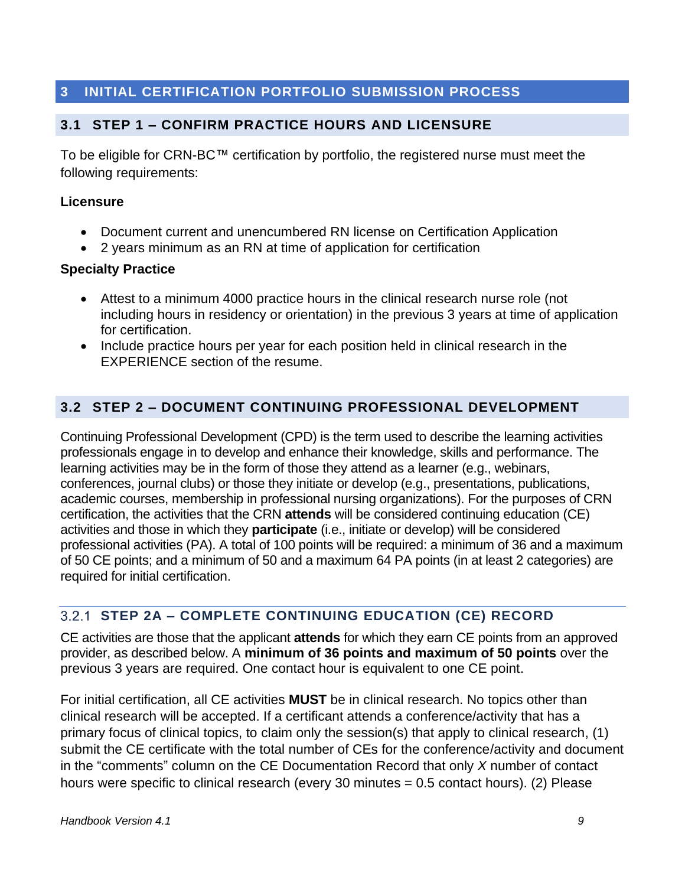# 3 INITIAL CERTIFICATION PORTFOLIO SUBMISSION PROCESS

## 3.1 STEP 1 – CONFIRM PRACTICE HOURS AND LICENSURE

To be eligible for CRN-BC™ certification by portfolio, the registered nurse must meet the following requirements:

**Licensure**

- Document current and unencumbered RN license on Certification Application
- 2 years minimum as an RN at time of application for certification

**Specialty Practice**

- Attest to a minimum 4000 practice hours in the clinical research nurse role (not including hours in residency or orientation) in the previous 3 years at time of application for certification.
- Include practice hours per year for each position held in clinical research in the EXPERIENCE section of the resume.

## 3.2 STEP 2 – DOCUMENT CONTINUING PROFESSIONAL DEVELOPMENT

Continuing Professional Development (CPD) is the term used to describe the learning activities professionals engage in to develop and enhance their knowledge, skills and performance. The learning activities may be in the form of those they attend as a learner (e.g., webinars, conferences, journal clubs) or those they initiate or develop (e.g., presentations, publications, academic courses, membership in professional nursing organizations). For the purposes of CRN certification, the activities that the CRN **attends** will be considered continuing education (CE) activities and those in which they **participate** (i.e., initiate or develop) will be considered professional activities (PA). A total of 100 points will be required: a minimum of 36 and a maximum of 50 CE points; and a minimum of 50 and a maximum 64 PA points (in at least 2 categories) are required for initial certification.

### 3.2.1 STEP 2A – COMPLETE CONTINUING EDUCATION (CE) RECORD

CE activities are those that the applicant **attends** for which they earn CE points from an approved provider, as described below. A **minimum of 36 points and maximum of 50 points** over the previous 3 years are required. One contact hour is equivalent to one CE point.

For initial certification, all CE activities **MUST** be in clinical research. No topics other than clinical research will be accepted. If a certificant attends a conference/activity that has a primary focus of clinical topics, to claim only the session(s) that apply to clinical research, (1) submit the CE certificate with the total number of CEs for the conference/activity and document in the "comments" column on the CE Documentation Record that only *X* number of contact hours were specific to clinical research (every 30 minutes = 0.5 contact hours). (2) Please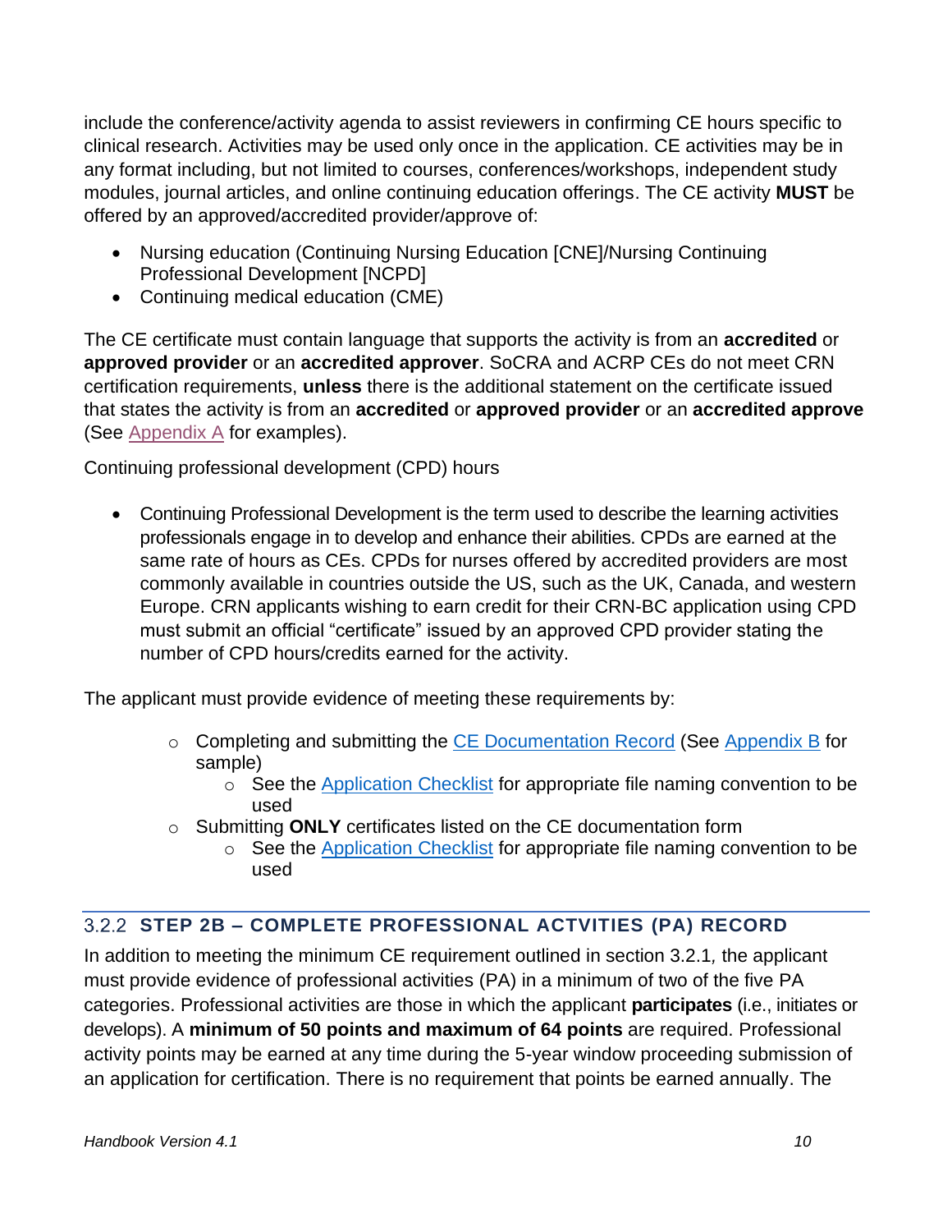include the conference/activity agenda to assist reviewers in confirming CE hours specific to clinical research. Activities may be used only once in the application. CE activities may be in any format including, but not limited to courses, conferences/workshops, independent study modules, journal articles, and online continuing education offerings. The CE activity **MUST** be offered by an approved/accredited provider/approve of:

- Nursing education (Continuing Nursing Education [CNE]/Nursing Continuing Professional Development [NCPD]
- Continuing medical education (CME)

The CE certificate must contain language that supports the activity is from an **accredited** or **approved provider** or an **accredited approver**. SoCRA and ACRP CEs do not meet CRN certification requirements, **unless** there is the additional statement on the certificate issued that states the activity is from an **accredited** or **approved provider** or an **accredited approve** (See Appendix A for examples).

Continuing professional development (CPD) hours

- Continuing Professional Development is the term used to describe the learning activities professionals engage in to develop and enhance their abilities. CPDs are earned at the same rate of hours as CEs. CPDs for nurses offered by accredited providers are most commonly available in countries outside the US, such as the UK, Canada, and western Europe. CRN applicants wishing to earn credit for their CRN-BC application using CPD must submit an official "certificate" issued by an approved CPD provider stating the number of CPD hours/credits earned for the activity.

The applicant must provide evidence of meeting these requirements by:

- Completing and submitting the CE Documentation Record (See Appendix B for sample)
  - See the Application Checklist for appropriate file naming convention to be used
- Submitting **ONLY** certificates listed on the CE documentation form
  - See the Application Checklist for appropriate file naming convention to be used

### 3.2.2 STEP 2B – COMPLETE PROFESSIONAL ACTVITIES (PA) RECORD

In addition to meeting the minimum CE requirement outlined in section 3.2.1, the applicant must provide evidence of professional activities (PA) in a minimum of two of the five PA categories. Professional activities are those in which the applicant **participates** (i.e., initiates or develops). A **minimum of 50 points and maximum of 64 points** are required. Professional activity points may be earned at any time during the 5-year window proceeding submission of an application for certification. There is no requirement that points be earned annually. The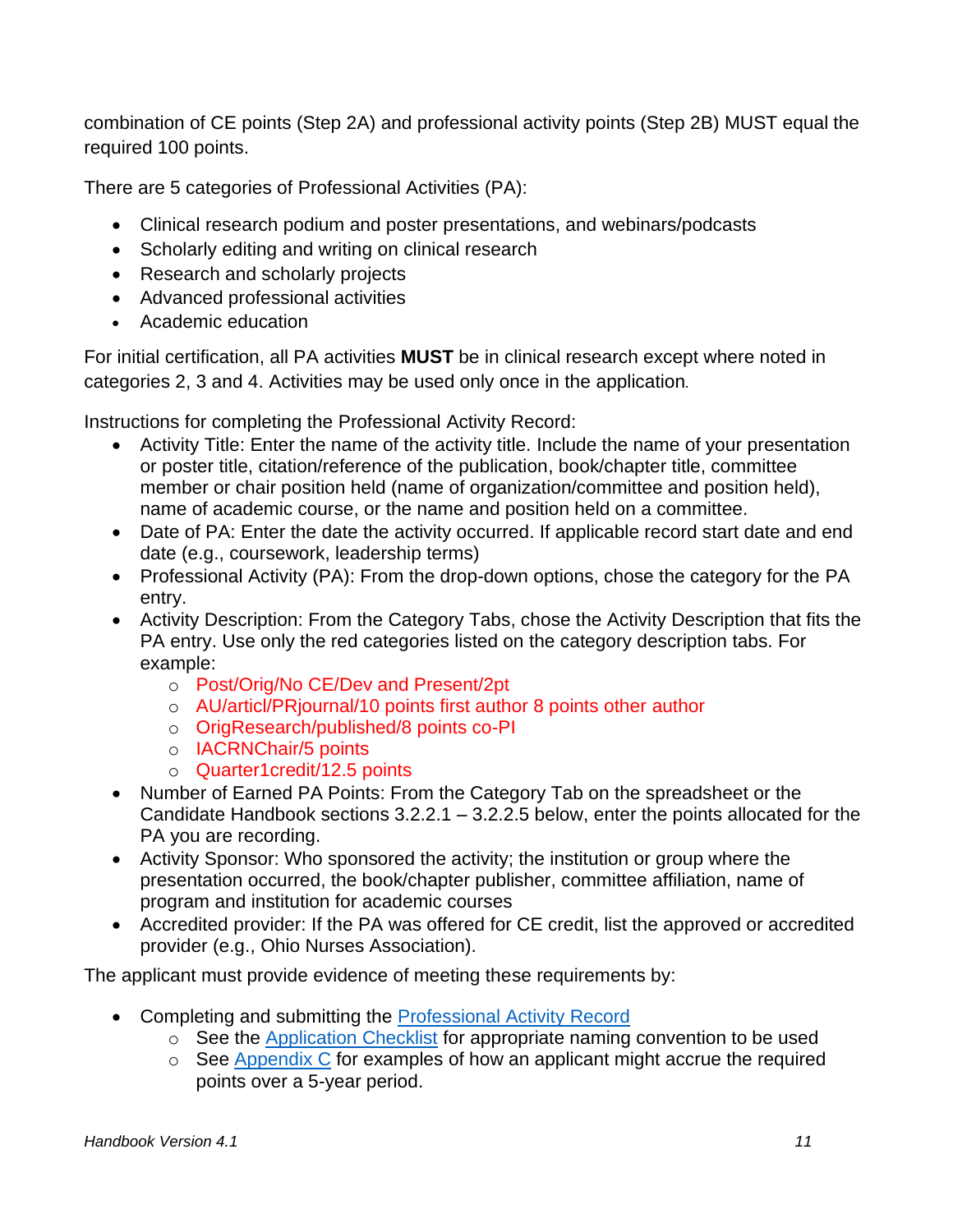combination of CE points (Step 2A) and professional activity points (Step 2B) MUST equal the required 100 points.

There are 5 categories of Professional Activities (PA):

- Clinical research podium and poster presentations, and webinars/podcasts
- Scholarly editing and writing on clinical research
- Research and scholarly projects
- Advanced professional activities
- Academic education

For initial certification, all PA activities **MUST** be in clinical research except where noted in categories 2, 3 and 4. Activities may be used only once in the application.

Instructions for completing the Professional Activity Record:

- Activity Title: Enter the name of the activity title. Include the name of your presentation or poster title, citation/reference of the publication, book/chapter title, committee member or chair position held (name of organization/committee and position held), name of academic course, or the name and position held on a committee.
- Date of PA: Enter the date the activity occurred. If applicable record start date and end date (e.g., coursework, leadership terms)
- Professional Activity (PA): From the drop-down options, chose the category for the PA entry.
- Activity Description: From the Category Tabs, chose the Activity Description that fits the PA entry. Use only the red categories listed on the category description tabs. For example:
  - Post/Orig/No CE/Dev and Present/2pt
  - AU/articl/PRjournal/10 points first author 8 points other author
  - OrigResearch/published/8 points co-PI
  - IACRNChair/5 points
  - Quarter1credit/12.5 points
- Number of Earned PA Points: From the Category Tab on the spreadsheet or the Candidate Handbook sections 3.2.2.1 – 3.2.2.5 below, enter the points allocated for the PA you are recording.
- Activity Sponsor: Who sponsored the activity; the institution or group where the presentation occurred, the book/chapter publisher, committee affiliation, name of program and institution for academic courses
- Accredited provider: If the PA was offered for CE credit, list the approved or accredited provider (e.g., Ohio Nurses Association).

The applicant must provide evidence of meeting these requirements by:

- Completing and submitting the Professional Activity Record
  - See the Application Checklist for appropriate naming convention to be used
  - See Appendix C for examples of how an applicant might accrue the required points over a 5-year period.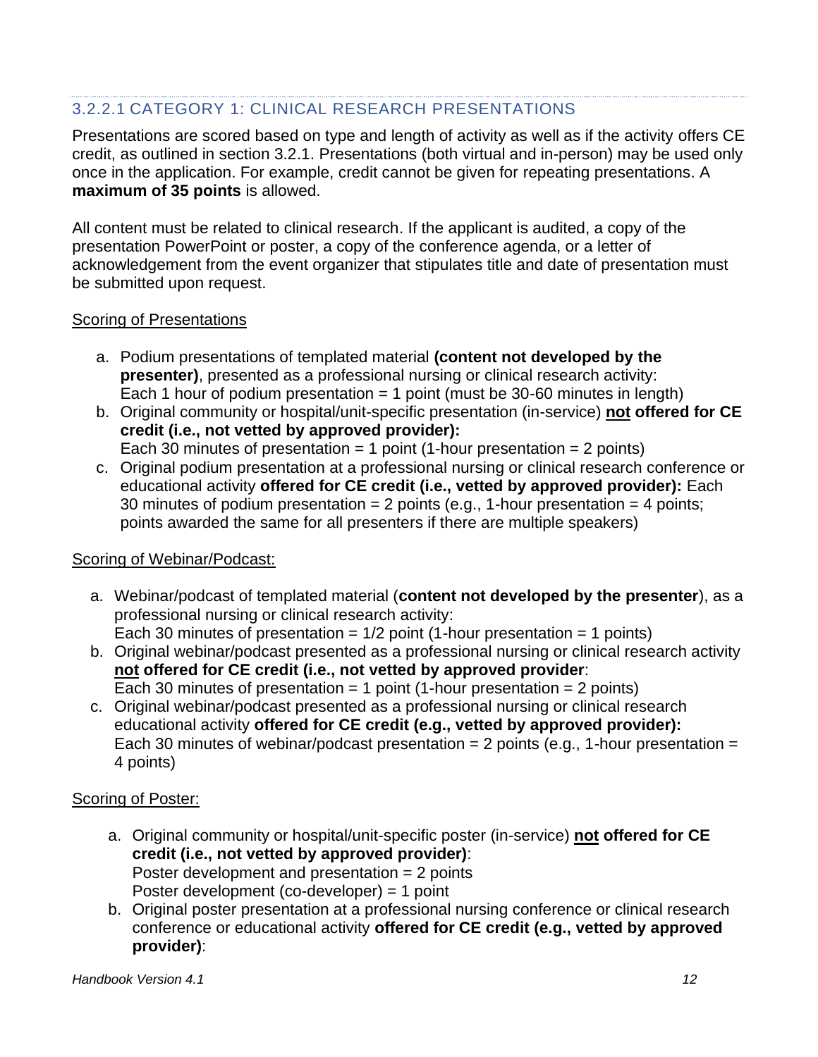#### 3.2.2.1 CATEGORY 1: CLINICAL RESEARCH PRESENTATIONS

Presentations are scored based on type and length of activity as well as if the activity offers CE credit, as outlined in section 3.2.1. Presentations (both virtual and in-person) may be used only once in the application. For example, credit cannot be given for repeating presentations. A **maximum of 35 points** is allowed.

All content must be related to clinical research. If the applicant is audited, a copy of the presentation PowerPoint or poster, a copy of the conference agenda, or a letter of acknowledgement from the event organizer that stipulates title and date of presentation must be submitted upon request.

<u>Scoring of Presentations</u>

a. Podium presentations of templated material **(content not developed by the presenter)**, presented as a professional nursing or clinical research activity:
   Each 1 hour of podium presentation = 1 point (must be 30-60 minutes in length)
b. Original community or hospital/unit-specific presentation (in-service) **<u>not</u> offered for CE credit (i.e., not vetted by approved provider):**
   Each 30 minutes of presentation = 1 point (1-hour presentation = 2 points)
c. Original podium presentation at a professional nursing or clinical research conference or educational activity **offered for CE credit (i.e., vetted by approved provider):** Each 30 minutes of podium presentation = 2 points (e.g., 1-hour presentation = 4 points; points awarded the same for all presenters if there are multiple speakers)

<u>Scoring of Webinar/Podcast:</u>

a. Webinar/podcast of templated material (**content not developed by the presenter**), as a professional nursing or clinical research activity:
   Each 30 minutes of presentation = 1/2 point (1-hour presentation = 1 points)
b. Original webinar/podcast presented as a professional nursing or clinical research activity **<u>not</u> offered for CE credit (i.e., not vetted by approved provider**:
   Each 30 minutes of presentation = 1 point (1-hour presentation = 2 points)
c. Original webinar/podcast presented as a professional nursing or clinical research educational activity **offered for CE credit (e.g., vetted by approved provider):**
   Each 30 minutes of webinar/podcast presentation = 2 points (e.g., 1-hour presentation = 4 points)

<u>Scoring of Poster:</u>

a. Original community or hospital/unit-specific poster (in-service) **<u>not</u> offered for CE credit (i.e., not vetted by approved provider)**:
   Poster development and presentation = 2 points
   Poster development (co-developer) = 1 point
b. Original poster presentation at a professional nursing conference or clinical research conference or educational activity **offered for CE credit (e.g., vetted by approved provider)**: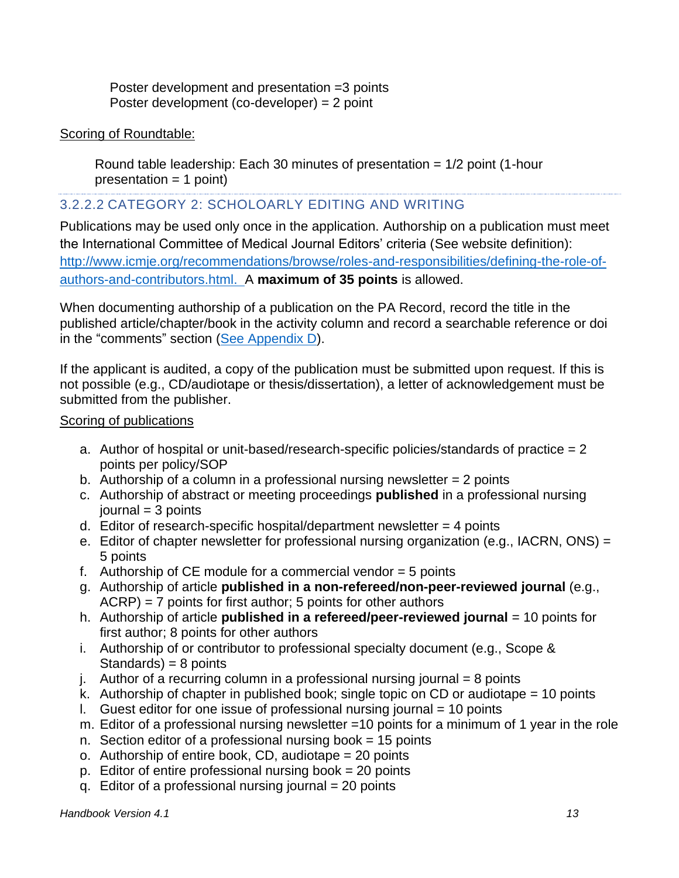Poster development and presentation =3 points
Poster development (co-developer) = 2 point

Scoring of Roundtable:

Round table leadership: Each 30 minutes of presentation = 1/2 point (1-hour presentation = 1 point)

### 3.2.2.2 CATEGORY 2: SCHOLOARLY EDITING AND WRITING

Publications may be used only once in the application. Authorship on a publication must meet the International Committee of Medical Journal Editors' criteria (See website definition): [http://www.icmje.org/recommendations/browse/roles-and-responsibilities/defining-the-role-of-authors-and-contributors.html.](http://www.icmje.org/recommendations/browse/roles-and-responsibilities/defining-the-role-of-authors-and-contributors.html) A **maximum of 35 points** is allowed.

When documenting authorship of a publication on the PA Record, record the title in the published article/chapter/book in the activity column and record a searchable reference or doi in the "comments" section (See Appendix D).

If the applicant is audited, a copy of the publication must be submitted upon request. If this is not possible (e.g., CD/audiotape or thesis/dissertation), a letter of acknowledgement must be submitted from the publisher.

Scoring of publications

a. Author of hospital or unit-based/research-specific policies/standards of practice = 2 points per policy/SOP
b. Authorship of a column in a professional nursing newsletter = 2 points
c. Authorship of abstract or meeting proceedings **published** in a professional nursing journal = 3 points
d. Editor of research-specific hospital/department newsletter = 4 points
e. Editor of chapter newsletter for professional nursing organization (e.g., IACRN, ONS) = 5 points
f. Authorship of CE module for a commercial vendor = 5 points
g. Authorship of article **published in a non-refereed/non-peer-reviewed journal** (e.g., ACRP) = 7 points for first author; 5 points for other authors
h. Authorship of article **published in a refereed/peer-reviewed journal** = 10 points for first author; 8 points for other authors
i. Authorship of or contributor to professional specialty document (e.g., Scope & Standards) = 8 points
j. Author of a recurring column in a professional nursing journal = 8 points
k. Authorship of chapter in published book; single topic on CD or audiotape = 10 points
l. Guest editor for one issue of professional nursing journal = 10 points
m. Editor of a professional nursing newsletter =10 points for a minimum of 1 year in the role
n. Section editor of a professional nursing book = 15 points
o. Authorship of entire book, CD, audiotape = 20 points
p. Editor of entire professional nursing book = 20 points
q. Editor of a professional nursing journal = 20 points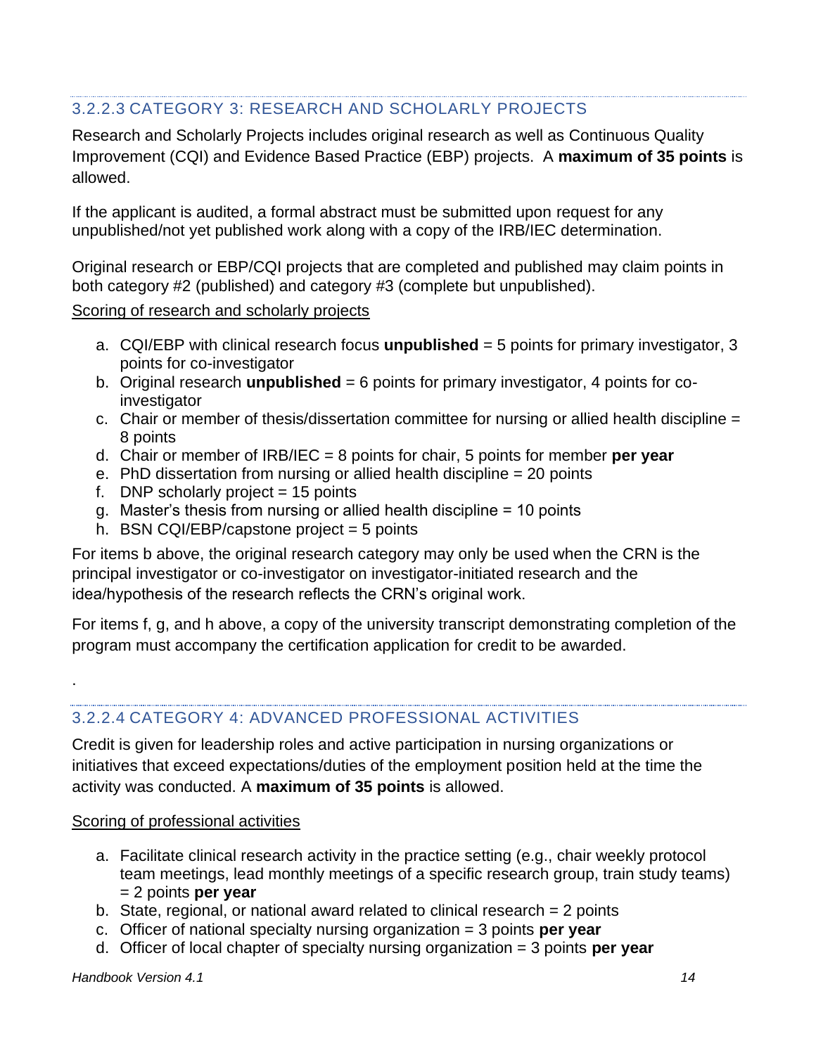#### 3.2.2.3 CATEGORY 3: RESEARCH AND SCHOLARLY PROJECTS

Research and Scholarly Projects includes original research as well as Continuous Quality Improvement (CQI) and Evidence Based Practice (EBP) projects. A **maximum of 35 points** is allowed.

If the applicant is audited, a formal abstract must be submitted upon request for any unpublished/not yet published work along with a copy of the IRB/IEC determination.

Original research or EBP/CQI projects that are completed and published may claim points in both category #2 (published) and category #3 (complete but unpublished).

Scoring of research and scholarly projects

a. CQI/EBP with clinical research focus **unpublished** = 5 points for primary investigator, 3 points for co-investigator
b. Original research **unpublished** = 6 points for primary investigator, 4 points for co-investigator
c. Chair or member of thesis/dissertation committee for nursing or allied health discipline = 8 points
d. Chair or member of IRB/IEC = 8 points for chair, 5 points for member **per year**
e. PhD dissertation from nursing or allied health discipline = 20 points
f. DNP scholarly project = 15 points
g. Master's thesis from nursing or allied health discipline = 10 points
h. BSN CQI/EBP/capstone project = 5 points

For items b above, the original research category may only be used when the CRN is the principal investigator or co-investigator on investigator-initiated research and the idea/hypothesis of the research reflects the CRN's original work.

For items f, g, and h above, a copy of the university transcript demonstrating completion of the program must accompany the certification application for credit to be awarded.

.

#### 3.2.2.4 CATEGORY 4: ADVANCED PROFESSIONAL ACTIVITIES

Credit is given for leadership roles and active participation in nursing organizations or initiatives that exceed expectations/duties of the employment position held at the time the activity was conducted. A **maximum of 35 points** is allowed.

Scoring of professional activities

a. Facilitate clinical research activity in the practice setting (e.g., chair weekly protocol team meetings, lead monthly meetings of a specific research group, train study teams) = 2 points **per year**
b. State, regional, or national award related to clinical research = 2 points
c. Officer of national specialty nursing organization = 3 points **per year**
d. Officer of local chapter of specialty nursing organization = 3 points **per year**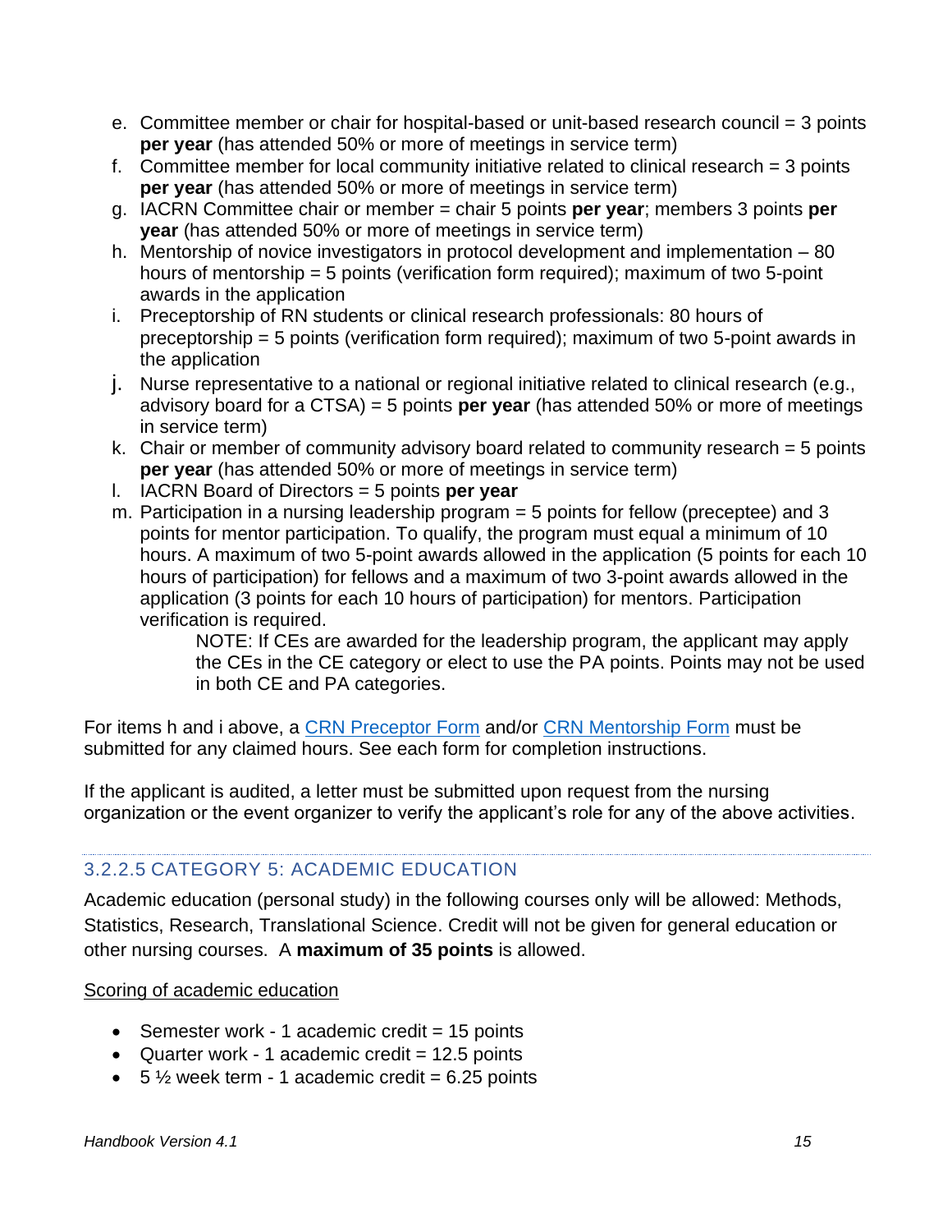e. Committee member or chair for hospital-based or unit-based research council = 3 points **per year** (has attended 50% or more of meetings in service term)
f. Committee member for local community initiative related to clinical research = 3 points **per year** (has attended 50% or more of meetings in service term)
g. IACRN Committee chair or member = chair 5 points **per year**; members 3 points **per year** (has attended 50% or more of meetings in service term)
h. Mentorship of novice investigators in protocol development and implementation – 80 hours of mentorship = 5 points (verification form required); maximum of two 5-point awards in the application
i. Preceptorship of RN students or clinical research professionals: 80 hours of preceptorship = 5 points (verification form required); maximum of two 5-point awards in the application
j. Nurse representative to a national or regional initiative related to clinical research (e.g., advisory board for a CTSA) = 5 points **per year** (has attended 50% or more of meetings in service term)
k. Chair or member of community advisory board related to community research = 5 points **per year** (has attended 50% or more of meetings in service term)
l. IACRN Board of Directors = 5 points **per year**
m. Participation in a nursing leadership program = 5 points for fellow (preceptee) and 3 points for mentor participation. To qualify, the program must equal a minimum of 10 hours. A maximum of two 5-point awards allowed in the application (5 points for each 10 hours of participation) for fellows and a maximum of two 3-point awards allowed in the application (3 points for each 10 hours of participation) for mentors. Participation verification is required.

    NOTE: If CEs are awarded for the leadership program, the applicant may apply the CEs in the CE category or elect to use the PA points. Points may not be used in both CE and PA categories.

For items h and i above, a [CRN Preceptor Form] and/or [CRN Mentorship Form] must be submitted for any claimed hours. See each form for completion instructions.

If the applicant is audited, a letter must be submitted upon request from the nursing organization or the event organizer to verify the applicant's role for any of the above activities.

### 3.2.2.5 CATEGORY 5: ACADEMIC EDUCATION

Academic education (personal study) in the following courses only will be allowed: Methods, Statistics, Research, Translational Science. Credit will not be given for general education or other nursing courses. A **maximum of 35 points** is allowed.

Scoring of academic education

- Semester work - 1 academic credit = 15 points
- Quarter work - 1 academic credit = 12.5 points
- 5 ½ week term - 1 academic credit = 6.25 points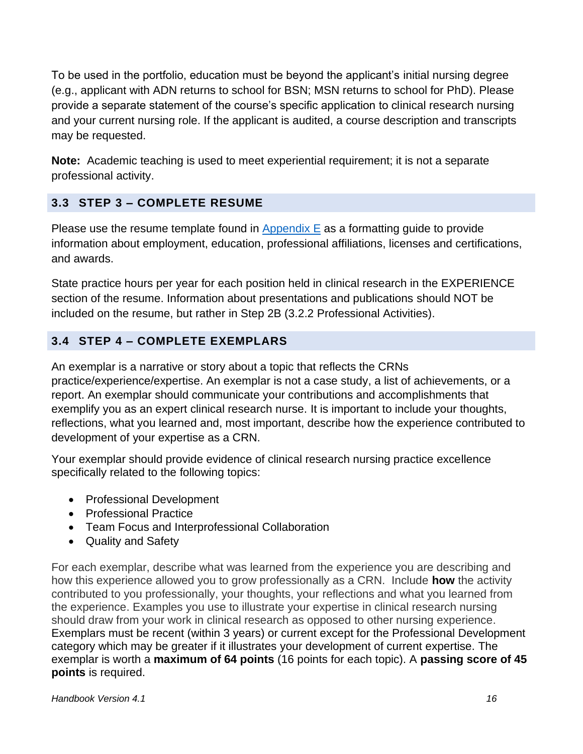To be used in the portfolio, education must be beyond the applicant's initial nursing degree (e.g., applicant with ADN returns to school for BSN; MSN returns to school for PhD). Please provide a separate statement of the course's specific application to clinical research nursing and your current nursing role. If the applicant is audited, a course description and transcripts may be requested.

**Note:** Academic teaching is used to meet experiential requirement; it is not a separate professional activity.

## 3.3 STEP 3 – COMPLETE RESUME

Please use the resume template found in Appendix E as a formatting guide to provide information about employment, education, professional affiliations, licenses and certifications, and awards.

State practice hours per year for each position held in clinical research in the EXPERIENCE section of the resume. Information about presentations and publications should NOT be included on the resume, but rather in Step 2B (3.2.2 Professional Activities).

## 3.4 STEP 4 – COMPLETE EXEMPLARS

An exemplar is a narrative or story about a topic that reflects the CRNs practice/experience/expertise. An exemplar is not a case study, a list of achievements, or a report. An exemplar should communicate your contributions and accomplishments that exemplify you as an expert clinical research nurse. It is important to include your thoughts, reflections, what you learned and, most important, describe how the experience contributed to development of your expertise as a CRN.

Your exemplar should provide evidence of clinical research nursing practice excellence specifically related to the following topics:

- Professional Development
- Professional Practice
- Team Focus and Interprofessional Collaboration
- Quality and Safety

For each exemplar, describe what was learned from the experience you are describing and how this experience allowed you to grow professionally as a CRN. Include **how** the activity contributed to you professionally, your thoughts, your reflections and what you learned from the experience. Examples you use to illustrate your expertise in clinical research nursing should draw from your work in clinical research as opposed to other nursing experience. Exemplars must be recent (within 3 years) or current except for the Professional Development category which may be greater if it illustrates your development of current expertise. The exemplar is worth a **maximum of 64 points** (16 points for each topic). A **passing score of 45 points** is required.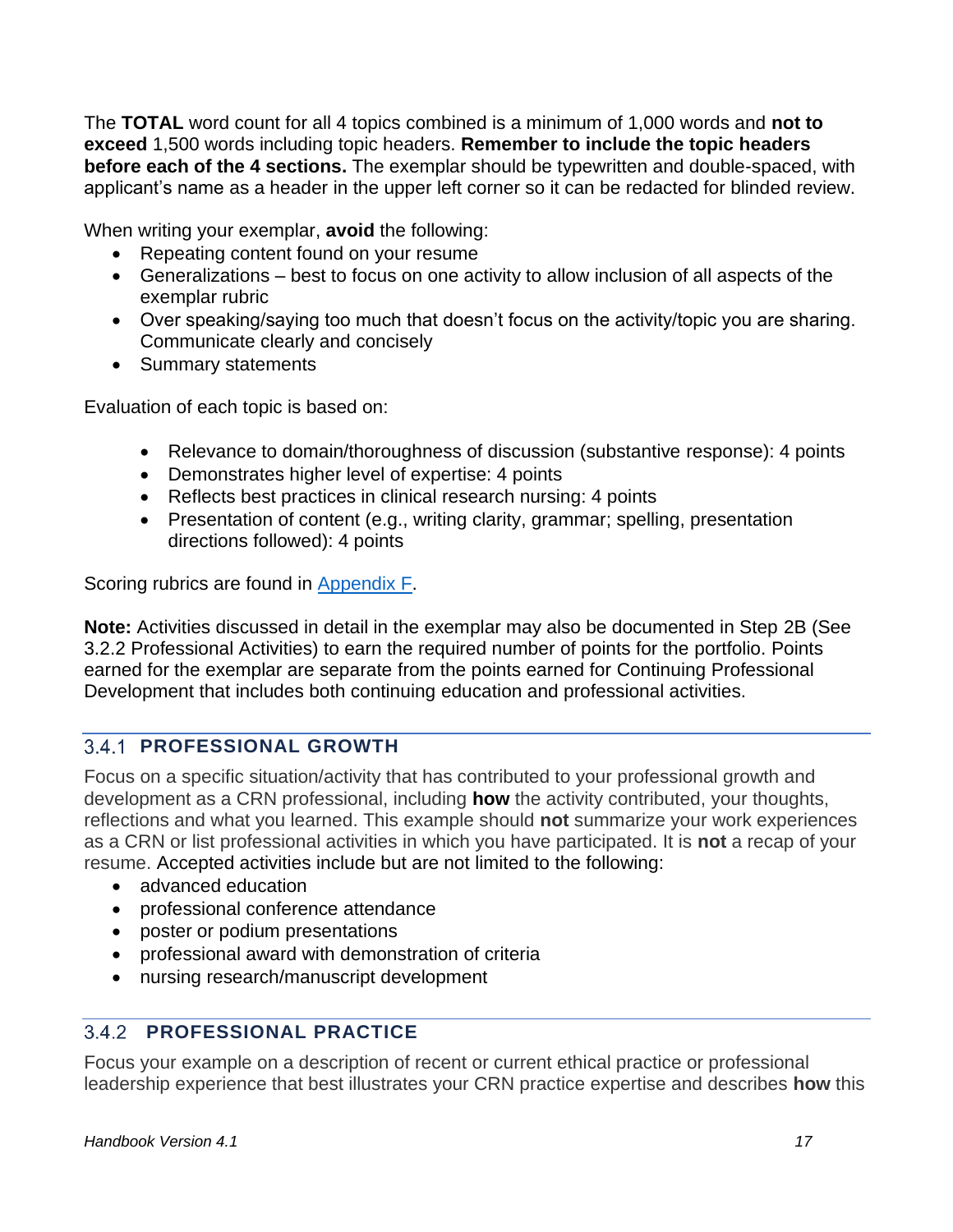The **TOTAL** word count for all 4 topics combined is a minimum of 1,000 words and **not to exceed** 1,500 words including topic headers. **Remember to include the topic headers before each of the 4 sections.** The exemplar should be typewritten and double-spaced, with applicant's name as a header in the upper left corner so it can be redacted for blinded review.

When writing your exemplar, **avoid** the following:

- Repeating content found on your resume
- Generalizations – best to focus on one activity to allow inclusion of all aspects of the exemplar rubric
- Over speaking/saying too much that doesn't focus on the activity/topic you are sharing. Communicate clearly and concisely
- Summary statements

Evaluation of each topic is based on:

- Relevance to domain/thoroughness of discussion (substantive response): 4 points
- Demonstrates higher level of expertise: 4 points
- Reflects best practices in clinical research nursing: 4 points
- Presentation of content (e.g., writing clarity, grammar; spelling, presentation directions followed): 4 points

Scoring rubrics are found in Appendix F.

**Note:** Activities discussed in detail in the exemplar may also be documented in Step 2B (See 3.2.2 Professional Activities) to earn the required number of points for the portfolio. Points earned for the exemplar are separate from the points earned for Continuing Professional Development that includes both continuing education and professional activities.

### 3.4.1 PROFESSIONAL GROWTH

Focus on a specific situation/activity that has contributed to your professional growth and development as a CRN professional, including **how** the activity contributed, your thoughts, reflections and what you learned. This example should **not** summarize your work experiences as a CRN or list professional activities in which you have participated. It is **not** a recap of your resume. Accepted activities include but are not limited to the following:

- advanced education
- professional conference attendance
- poster or podium presentations
- professional award with demonstration of criteria
- nursing research/manuscript development

### 3.4.2 PROFESSIONAL PRACTICE

Focus your example on a description of recent or current ethical practice or professional leadership experience that best illustrates your CRN practice expertise and describes **how** this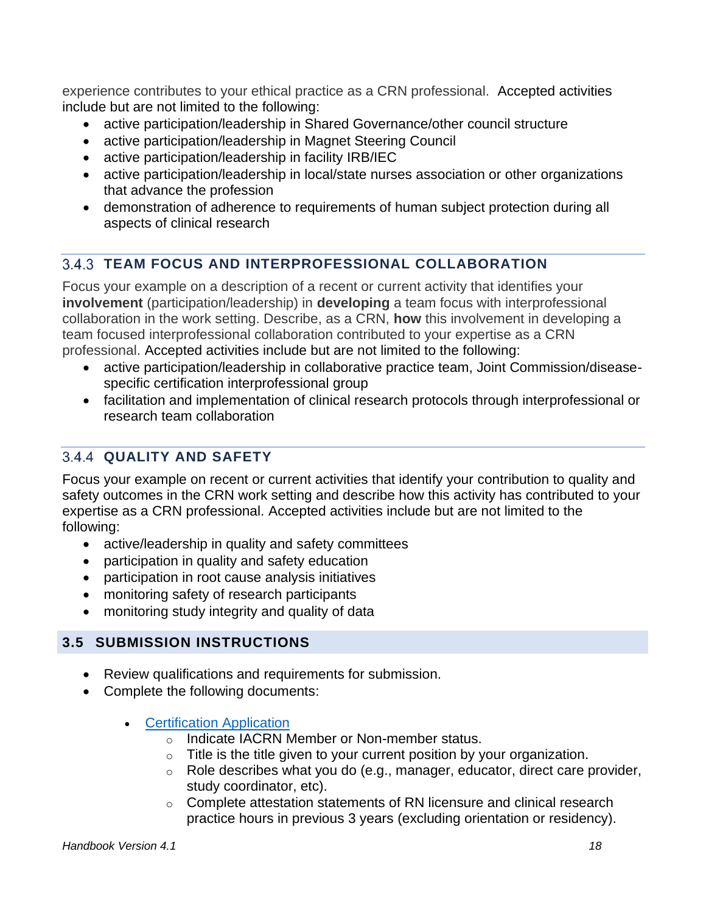experience contributes to your ethical practice as a CRN professional. Accepted activities include but are not limited to the following:

- active participation/leadership in Shared Governance/other council structure
- active participation/leadership in Magnet Steering Council
- active participation/leadership in facility IRB/IEC
- active participation/leadership in local/state nurses association or other organizations that advance the profession
- demonstration of adherence to requirements of human subject protection during all aspects of clinical research

### 3.4.3 TEAM FOCUS AND INTERPROFESSIONAL COLLABORATION

Focus your example on a description of a recent or current activity that identifies your **involvement** (participation/leadership) in **developing** a team focus with interprofessional collaboration in the work setting. Describe, as a CRN, **how** this involvement in developing a team focused interprofessional collaboration contributed to your expertise as a CRN professional. Accepted activities include but are not limited to the following:

- active participation/leadership in collaborative practice team, Joint Commission/disease-specific certification interprofessional group
- facilitation and implementation of clinical research protocols through interprofessional or research team collaboration

### 3.4.4 QUALITY AND SAFETY

Focus your example on recent or current activities that identify your contribution to quality and safety outcomes in the CRN work setting and describe how this activity has contributed to your expertise as a CRN professional. Accepted activities include but are not limited to the following:

- active/leadership in quality and safety committees
- participation in quality and safety education
- participation in root cause analysis initiatives
- monitoring safety of research participants
- monitoring study integrity and quality of data

## 3.5 SUBMISSION INSTRUCTIONS

- Review qualifications and requirements for submission.
- Complete the following documents:
  - Certification Application
    - Indicate IACRN Member or Non-member status.
    - Title is the title given to your current position by your organization.
    - Role describes what you do (e.g., manager, educator, direct care provider, study coordinator, etc).
    - Complete attestation statements of RN licensure and clinical research practice hours in previous 3 years (excluding orientation or residency).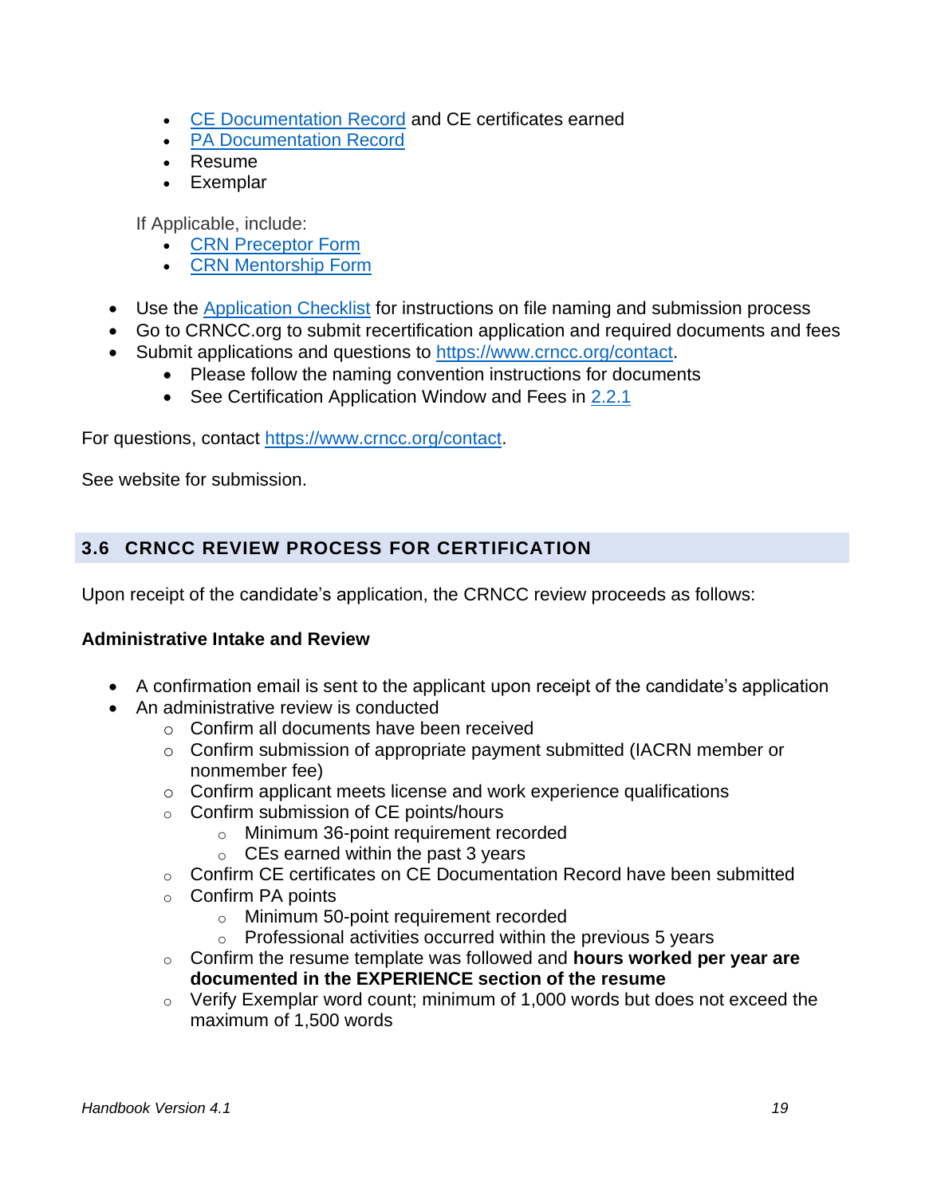- [CE Documentation Record](#) and CE certificates earned
- [PA Documentation Record](#)
- Resume
- Exemplar

If Applicable, include:

- [CRN Preceptor Form](#)
- [CRN Mentorship Form](#)

- Use the [Application Checklist](#) for instructions on file naming and submission process
- Go to CRNCC.org to submit recertification application and required documents and fees
- Submit applications and questions to [https://www.crncc.org/contact](https://www.crncc.org/contact).
  - Please follow the naming convention instructions for documents
  - See Certification Application Window and Fees in [2.2.1](#)

For questions, contact [https://www.crncc.org/contact](https://www.crncc.org/contact).

See website for submission.

## 3.6 CRNCC REVIEW PROCESS FOR CERTIFICATION

Upon receipt of the candidate's application, the CRNCC review proceeds as follows:

**Administrative Intake and Review**

- A confirmation email is sent to the applicant upon receipt of the candidate's application
- An administrative review is conducted
  - Confirm all documents have been received
  - Confirm submission of appropriate payment submitted (IACRN member or nonmember fee)
  - Confirm applicant meets license and work experience qualifications
  - Confirm submission of CE points/hours
    - Minimum 36-point requirement recorded
    - CEs earned within the past 3 years
  - Confirm CE certificates on CE Documentation Record have been submitted
  - Confirm PA points
    - Minimum 50-point requirement recorded
    - Professional activities occurred within the previous 5 years
  - Confirm the resume template was followed and **hours worked per year are documented in the EXPERIENCE section of the resume**
  - Verify Exemplar word count; minimum of 1,000 words but does not exceed the maximum of 1,500 words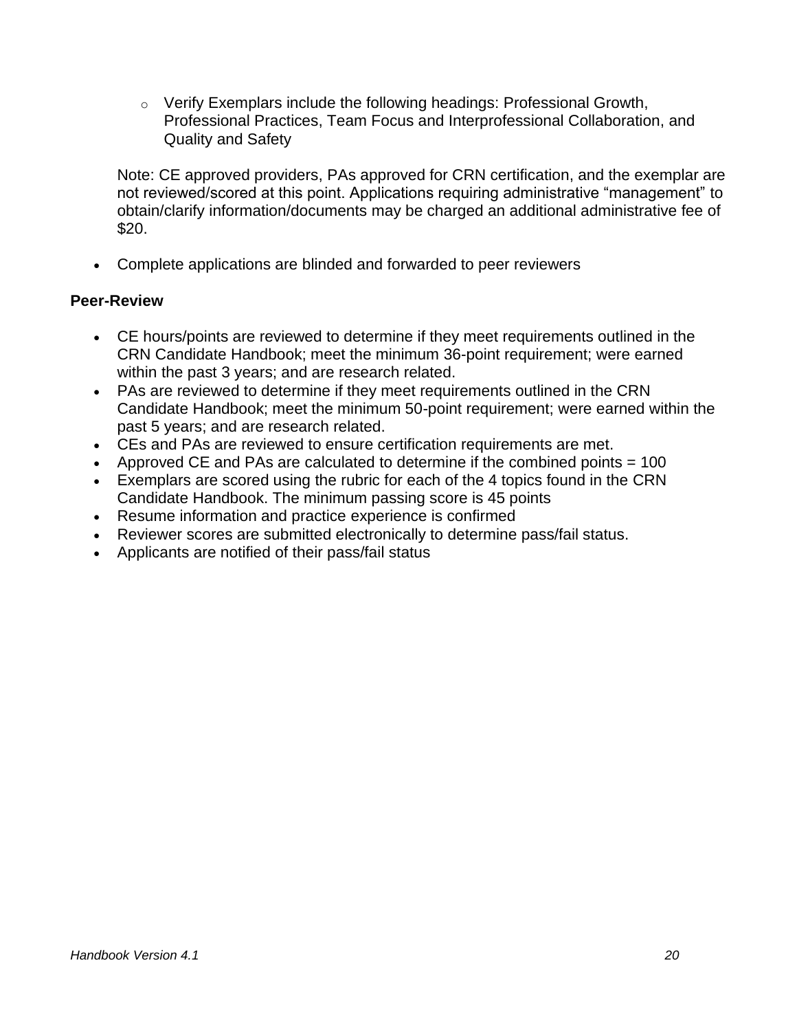- Verify Exemplars include the following headings: Professional Growth, Professional Practices, Team Focus and Interprofessional Collaboration, and Quality and Safety

  Note: CE approved providers, PAs approved for CRN certification, and the exemplar are not reviewed/scored at this point. Applications requiring administrative "management" to obtain/clarify information/documents may be charged an additional administrative fee of $20.

- Complete applications are blinded and forwarded to peer reviewers

**Peer-Review**

- CE hours/points are reviewed to determine if they meet requirements outlined in the CRN Candidate Handbook; meet the minimum 36-point requirement; were earned within the past 3 years; and are research related.
- PAs are reviewed to determine if they meet requirements outlined in the CRN Candidate Handbook; meet the minimum 50-point requirement; were earned within the past 5 years; and are research related.
- CEs and PAs are reviewed to ensure certification requirements are met.
- Approved CE and PAs are calculated to determine if the combined points = 100
- Exemplars are scored using the rubric for each of the 4 topics found in the CRN Candidate Handbook. The minimum passing score is 45 points
- Resume information and practice experience is confirmed
- Reviewer scores are submitted electronically to determine pass/fail status.
- Applicants are notified of their pass/fail status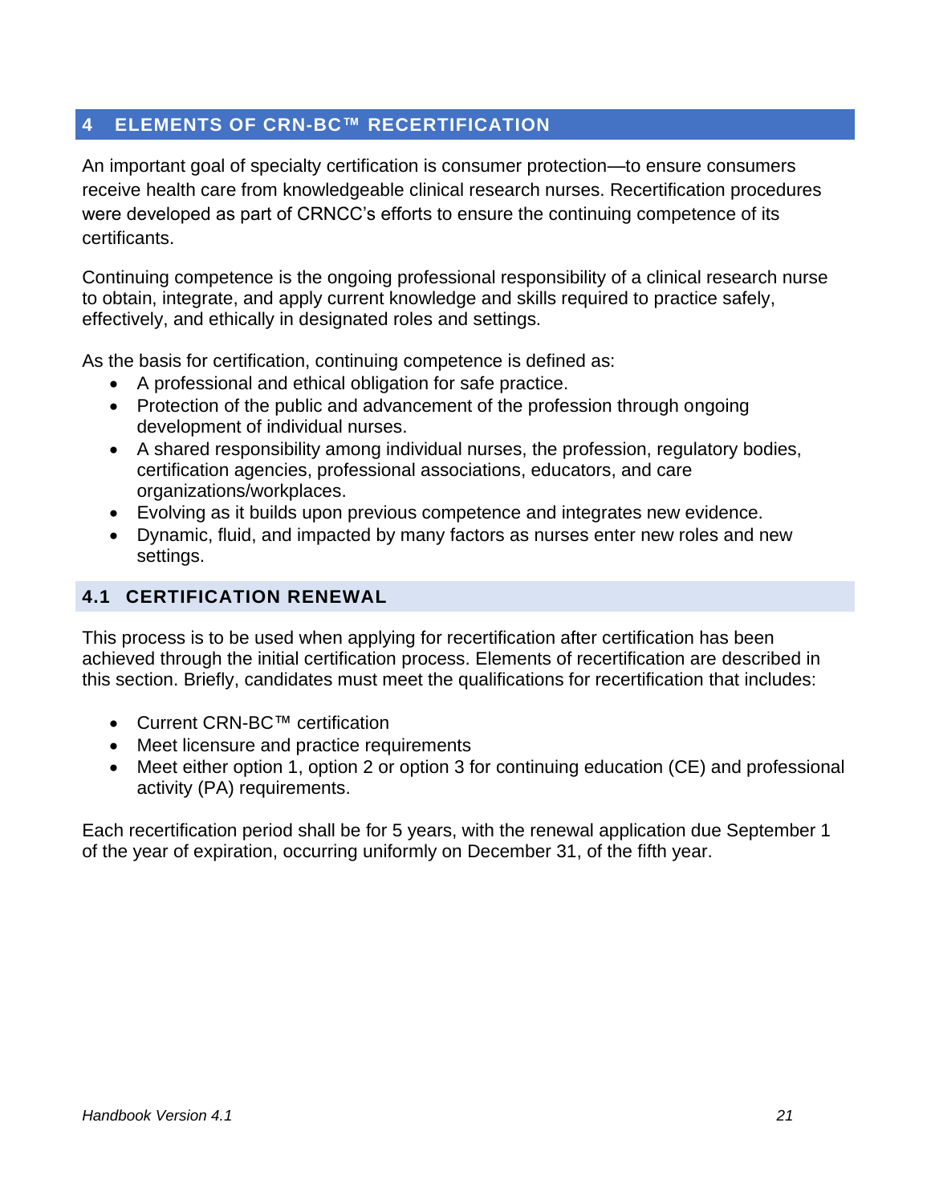# 4 ELEMENTS OF CRN-BC™ RECERTIFICATION

An important goal of specialty certification is consumer protection—to ensure consumers receive health care from knowledgeable clinical research nurses. Recertification procedures were developed as part of CRNCC's efforts to ensure the continuing competence of its certificants.

Continuing competence is the ongoing professional responsibility of a clinical research nurse to obtain, integrate, and apply current knowledge and skills required to practice safely, effectively, and ethically in designated roles and settings.

As the basis for certification, continuing competence is defined as:

- A professional and ethical obligation for safe practice.
- Protection of the public and advancement of the profession through ongoing development of individual nurses.
- A shared responsibility among individual nurses, the profession, regulatory bodies, certification agencies, professional associations, educators, and care organizations/workplaces.
- Evolving as it builds upon previous competence and integrates new evidence.
- Dynamic, fluid, and impacted by many factors as nurses enter new roles and new settings.

## 4.1 CERTIFICATION RENEWAL

This process is to be used when applying for recertification after certification has been achieved through the initial certification process. Elements of recertification are described in this section. Briefly, candidates must meet the qualifications for recertification that includes:

- Current CRN-BC™ certification
- Meet licensure and practice requirements
- Meet either option 1, option 2 or option 3 for continuing education (CE) and professional activity (PA) requirements.

Each recertification period shall be for 5 years, with the renewal application due September 1 of the year of expiration, occurring uniformly on December 31, of the fifth year.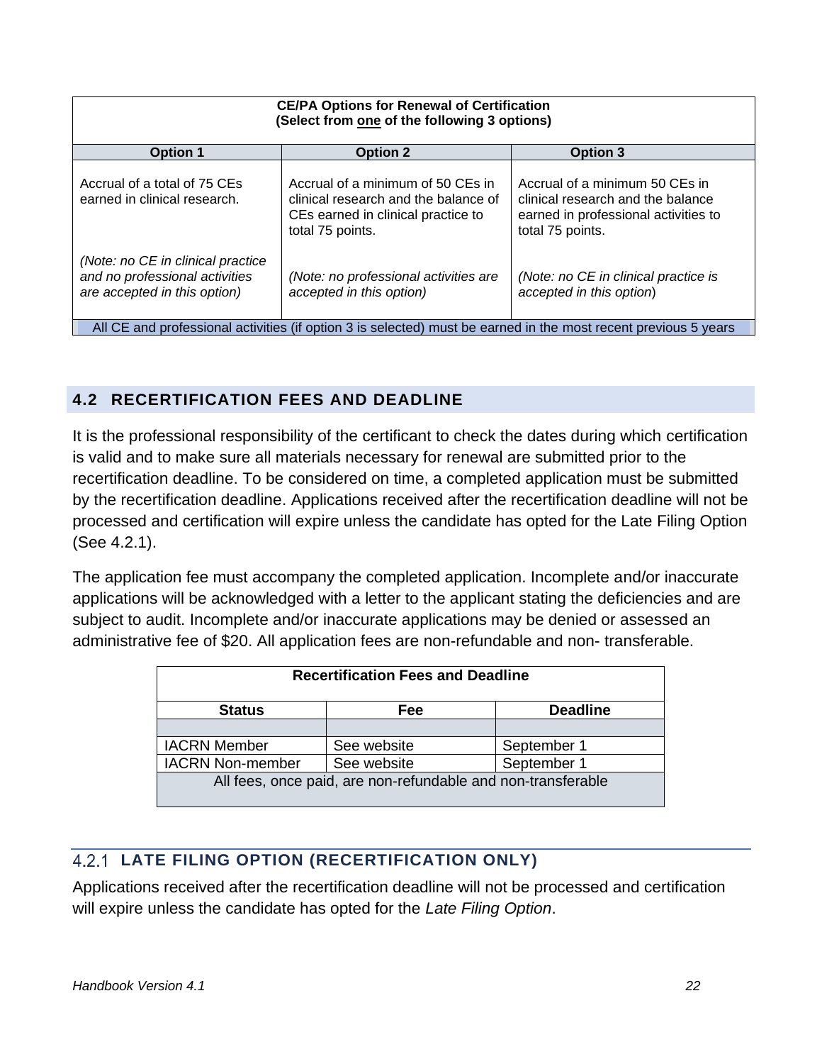| CE/PA Options for Renewal of Certification (Select from one of the following 3 options) | | |
|---|---|---|
| **Option 1** | **Option 2** | **Option 3** |
| Accrual of a total of 75 CEs earned in clinical research.<br><br>*(Note: no CE in clinical practice and no professional activities are accepted in this option)* | Accrual of a minimum of 50 CEs in clinical research and the balance of CEs earned in clinical practice to total 75 points.<br><br>*(Note: no professional activities are accepted in this option)* | Accrual of a minimum 50 CEs in clinical research and the balance earned in professional activities to total 75 points.<br><br>*(Note: no CE in clinical practice is accepted in this option)* |
| All CE and professional activities (if option 3 is selected) must be earned in the most recent previous 5 years | | |

## 4.2 RECERTIFICATION FEES AND DEADLINE

It is the professional responsibility of the certificant to check the dates during which certification is valid and to make sure all materials necessary for renewal are submitted prior to the recertification deadline. To be considered on time, a completed application must be submitted by the recertification deadline. Applications received after the recertification deadline will not be processed and certification will expire unless the candidate has opted for the Late Filing Option (See 4.2.1).

The application fee must accompany the completed application. Incomplete and/or inaccurate applications will be acknowledged with a letter to the applicant stating the deficiencies and are subject to audit. Incomplete and/or inaccurate applications may be denied or assessed an administrative fee of $20. All application fees are non-refundable and non- transferable.

| Recertification Fees and Deadline | | |
|---|---|---|
| **Status** | **Fee** | **Deadline** |
| | | |
| IACRN Member | See website | September 1 |
| IACRN Non-member | See website | September 1 |
| All fees, once paid, are non-refundable and non-transferable | | |

### 4.2.1 LATE FILING OPTION (RECERTIFICATION ONLY)

Applications received after the recertification deadline will not be processed and certification will expire unless the candidate has opted for the *Late Filing Option*.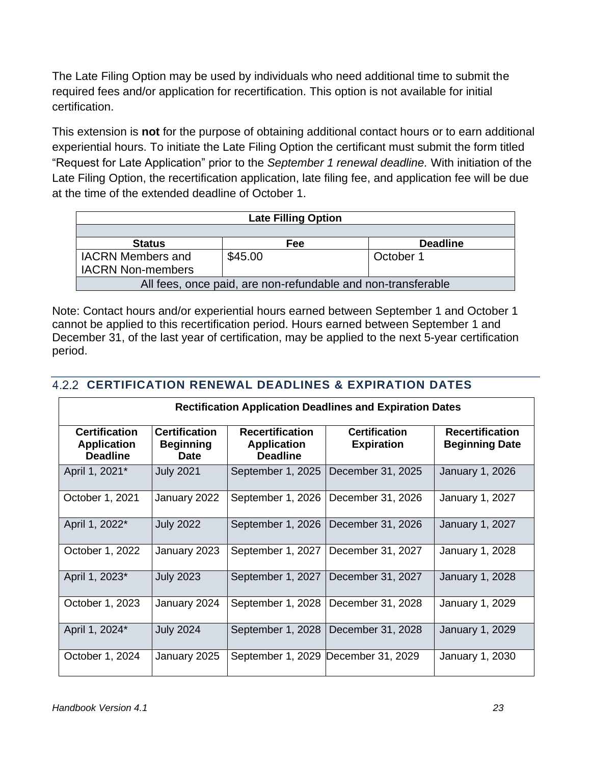The Late Filing Option may be used by individuals who need additional time to submit the required fees and/or application for recertification. This option is not available for initial certification.

This extension is **not** for the purpose of obtaining additional contact hours or to earn additional experiential hours. To initiate the Late Filing Option the certificant must submit the form titled "Request for Late Application" prior to the *September 1 renewal deadline.* With initiation of the Late Filing Option, the recertification application, late filing fee, and application fee will be due at the time of the extended deadline of October 1.

| Late Filling Option | | |
|---|---|---|
| **Status** | **Fee** | **Deadline** |
| IACRN Members and IACRN Non-members | $45.00 | October 1 |
| All fees, once paid, are non-refundable and non-transferable | | |

Note: Contact hours and/or experiential hours earned between September 1 and October 1 cannot be applied to this recertification period. Hours earned between September 1 and December 31, of the last year of certification, may be applied to the next 5-year certification period.

### 4.2.2 CERTIFICATION RENEWAL DEADLINES & EXPIRATION DATES

| Rectification Application Deadlines and Expiration Dates | | | | |
|---|---|---|---|---|
| **Certification Application Deadline** | **Certification Beginning Date** | **Recertification Application Deadline** | **Certification Expiration** | **Recertification Beginning Date** |
| April 1, 2021* | July 2021 | September 1, 2025 | December 31, 2025 | January 1, 2026 |
| October 1, 2021 | January 2022 | September 1, 2026 | December 31, 2026 | January 1, 2027 |
| April 1, 2022* | July 2022 | September 1, 2026 | December 31, 2026 | January 1, 2027 |
| October 1, 2022 | January 2023 | September 1, 2027 | December 31, 2027 | January 1, 2028 |
| April 1, 2023* | July 2023 | September 1, 2027 | December 31, 2027 | January 1, 2028 |
| October 1, 2023 | January 2024 | September 1, 2028 | December 31, 2028 | January 1, 2029 |
| April 1, 2024* | July 2024 | September 1, 2028 | December 31, 2028 | January 1, 2029 |
| October 1, 2024 | January 2025 | September 1, 2029 | December 31, 2029 | January 1, 2030 |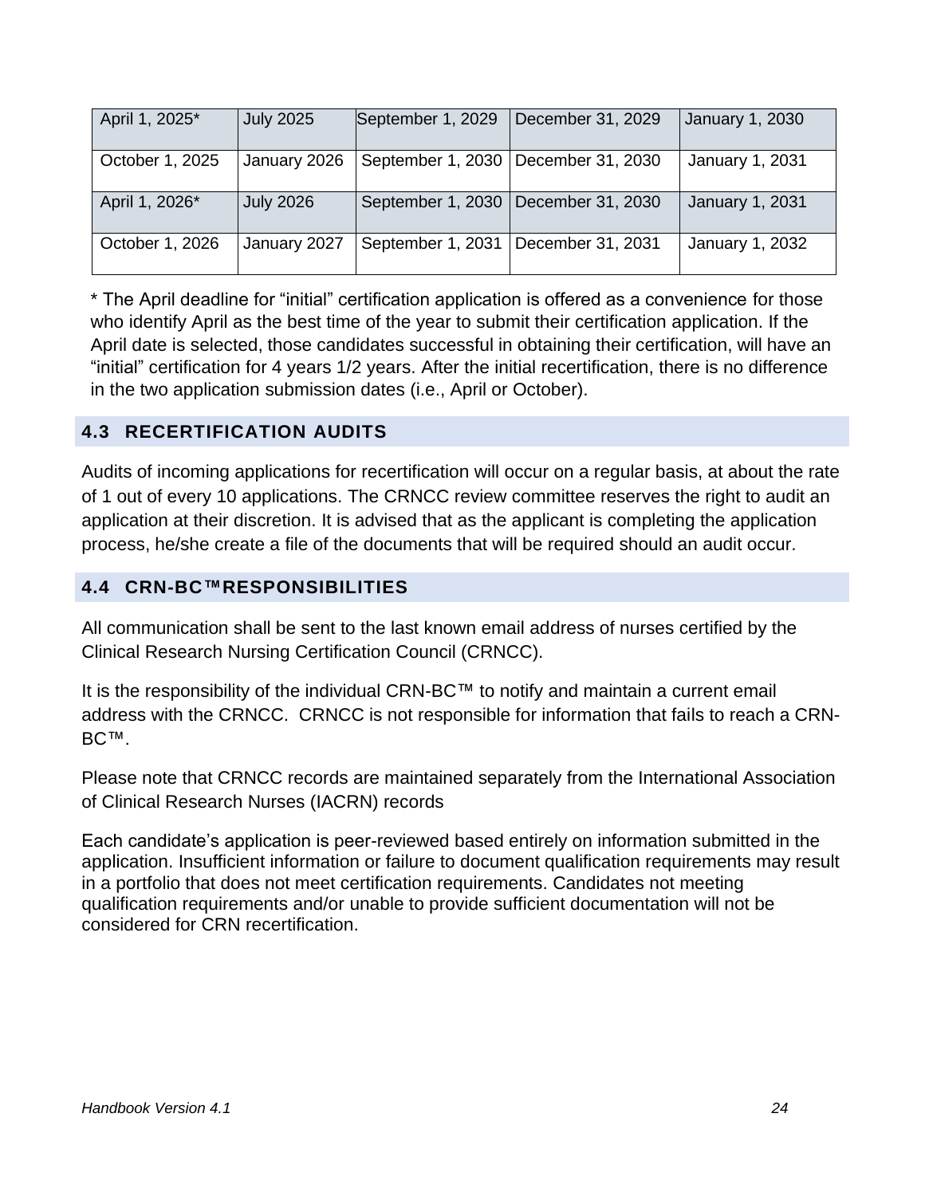| April 1, 2025* | July 2025 | September 1, 2029 | December 31, 2029 | January 1, 2030 |
| --- | --- | --- | --- | --- |
| October 1, 2025 | January 2026 | September 1, 2030 | December 31, 2030 | January 1, 2031 |
| April 1, 2026* | July 2026 | September 1, 2030 | December 31, 2030 | January 1, 2031 |
| October 1, 2026 | January 2027 | September 1, 2031 | December 31, 2031 | January 1, 2032 |

* The April deadline for “initial” certification application is offered as a convenience for those who identify April as the best time of the year to submit their certification application. If the April date is selected, those candidates successful in obtaining their certification, will have an “initial” certification for 4 years 1/2 years. After the initial recertification, there is no difference in the two application submission dates (i.e., April or October).

## 4.3 RECERTIFICATION AUDITS

Audits of incoming applications for recertification will occur on a regular basis, at about the rate of 1 out of every 10 applications. The CRNCC review committee reserves the right to audit an application at their discretion. It is advised that as the applicant is completing the application process, he/she create a file of the documents that will be required should an audit occur.

## 4.4 CRN-BC™RESPONSIBILITIES

All communication shall be sent to the last known email address of nurses certified by the Clinical Research Nursing Certification Council (CRNCC).

It is the responsibility of the individual CRN-BC™ to notify and maintain a current email address with the CRNCC. CRNCC is not responsible for information that fails to reach a CRN-BC™.

Please note that CRNCC records are maintained separately from the International Association of Clinical Research Nurses (IACRN) records

Each candidate’s application is peer-reviewed based entirely on information submitted in the application. Insufficient information or failure to document qualification requirements may result in a portfolio that does not meet certification requirements. Candidates not meeting qualification requirements and/or unable to provide sufficient documentation will not be considered for CRN recertification.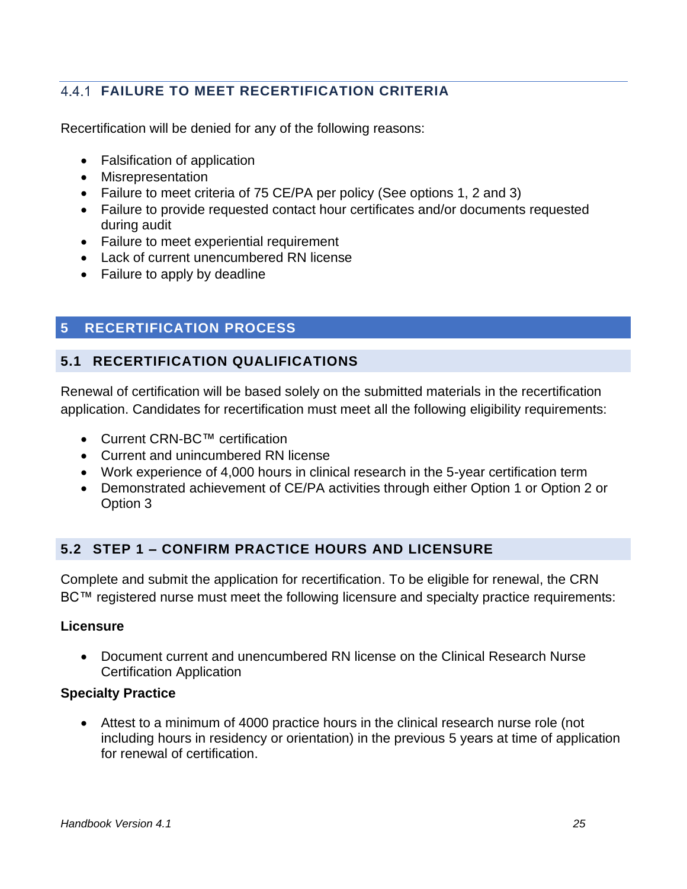### 4.4.1 FAILURE TO MEET RECERTIFICATION CRITERIA

Recertification will be denied for any of the following reasons:

- Falsification of application
- Misrepresentation
- Failure to meet criteria of 75 CE/PA per policy (See options 1, 2 and 3)
- Failure to provide requested contact hour certificates and/or documents requested during audit
- Failure to meet experiential requirement
- Lack of current unencumbered RN license
- Failure to apply by deadline

# 5 RECERTIFICATION PROCESS

## 5.1 RECERTIFICATION QUALIFICATIONS

Renewal of certification will be based solely on the submitted materials in the recertification application. Candidates for recertification must meet all the following eligibility requirements:

- Current CRN-BC™ certification
- Current and unincumbered RN license
- Work experience of 4,000 hours in clinical research in the 5-year certification term
- Demonstrated achievement of CE/PA activities through either Option 1 or Option 2 or Option 3

## 5.2 STEP 1 – CONFIRM PRACTICE HOURS AND LICENSURE

Complete and submit the application for recertification. To be eligible for renewal, the CRN BC™ registered nurse must meet the following licensure and specialty practice requirements:

**Licensure**

- Document current and unencumbered RN license on the Clinical Research Nurse Certification Application

**Specialty Practice**

- Attest to a minimum of 4000 practice hours in the clinical research nurse role (not including hours in residency or orientation) in the previous 5 years at time of application for renewal of certification.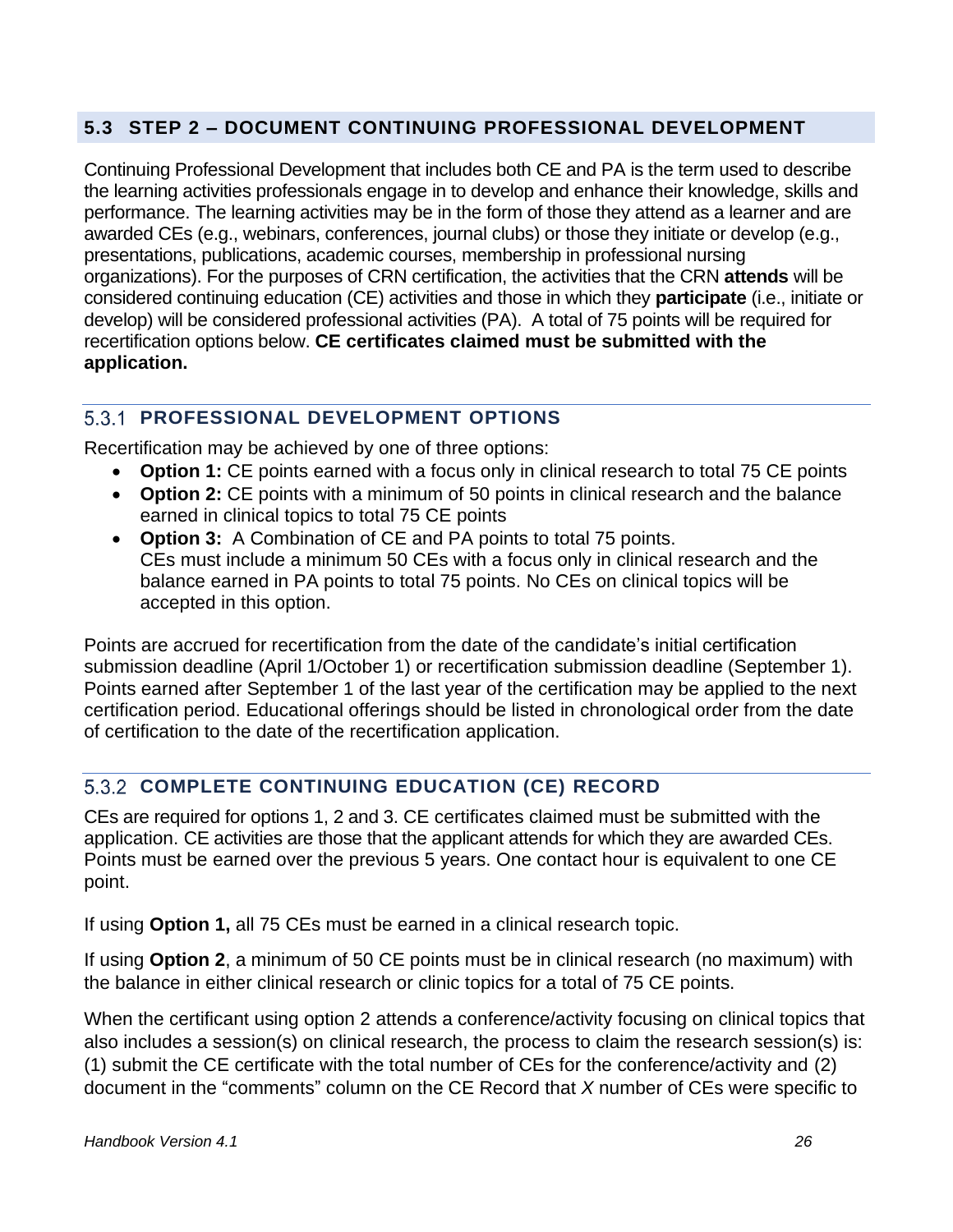## 5.3 STEP 2 – DOCUMENT CONTINUING PROFESSIONAL DEVELOPMENT

Continuing Professional Development that includes both CE and PA is the term used to describe the learning activities professionals engage in to develop and enhance their knowledge, skills and performance. The learning activities may be in the form of those they attend as a learner and are awarded CEs (e.g., webinars, conferences, journal clubs) or those they initiate or develop (e.g., presentations, publications, academic courses, membership in professional nursing organizations). For the purposes of CRN certification, the activities that the CRN **attends** will be considered continuing education (CE) activities and those in which they **participate** (i.e., initiate or develop) will be considered professional activities (PA). A total of 75 points will be required for recertification options below. **CE certificates claimed must be submitted with the application.**

### 5.3.1 PROFESSIONAL DEVELOPMENT OPTIONS

Recertification may be achieved by one of three options:

- **Option 1:** CE points earned with a focus only in clinical research to total 75 CE points
- **Option 2:** CE points with a minimum of 50 points in clinical research and the balance earned in clinical topics to total 75 CE points
- **Option 3:** A Combination of CE and PA points to total 75 points. CEs must include a minimum 50 CEs with a focus only in clinical research and the balance earned in PA points to total 75 points. No CEs on clinical topics will be accepted in this option.

Points are accrued for recertification from the date of the candidate's initial certification submission deadline (April 1/October 1) or recertification submission deadline (September 1). Points earned after September 1 of the last year of the certification may be applied to the next certification period. Educational offerings should be listed in chronological order from the date of certification to the date of the recertification application.

### 5.3.2 COMPLETE CONTINUING EDUCATION (CE) RECORD

CEs are required for options 1, 2 and 3. CE certificates claimed must be submitted with the application. CE activities are those that the applicant attends for which they are awarded CEs. Points must be earned over the previous 5 years. One contact hour is equivalent to one CE point.

If using **Option 1,** all 75 CEs must be earned in a clinical research topic.

If using **Option 2**, a minimum of 50 CE points must be in clinical research (no maximum) with the balance in either clinical research or clinic topics for a total of 75 CE points.

When the certificant using option 2 attends a conference/activity focusing on clinical topics that also includes a session(s) on clinical research, the process to claim the research session(s) is: (1) submit the CE certificate with the total number of CEs for the conference/activity and (2) document in the "comments" column on the CE Record that *X* number of CEs were specific to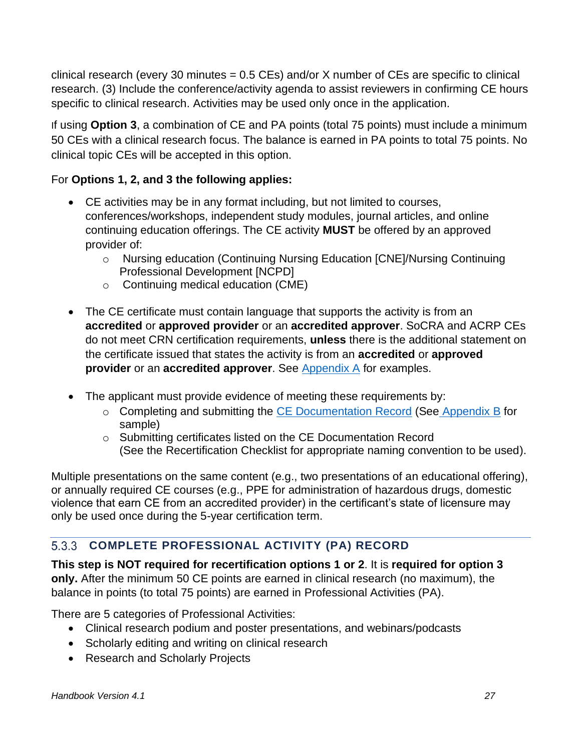clinical research (every 30 minutes = 0.5 CEs) and/or X number of CEs are specific to clinical research. (3) Include the conference/activity agenda to assist reviewers in confirming CE hours specific to clinical research. Activities may be used only once in the application.

If using **Option 3**, a combination of CE and PA points (total 75 points) must include a minimum 50 CEs with a clinical research focus. The balance is earned in PA points to total 75 points. No clinical topic CEs will be accepted in this option.

For **Options 1, 2, and 3 the following applies:**

- CE activities may be in any format including, but not limited to courses, conferences/workshops, independent study modules, journal articles, and online continuing education offerings. The CE activity **MUST** be offered by an approved provider of:
  - Nursing education (Continuing Nursing Education [CNE]/Nursing Continuing Professional Development [NCPD]
  - Continuing medical education (CME)

- The CE certificate must contain language that supports the activity is from an **accredited** or **approved provider** or an **accredited approver**. SoCRA and ACRP CEs do not meet CRN certification requirements, **unless** there is the additional statement on the certificate issued that states the activity is from an **accredited** or **approved provider** or an **accredited approver**. See Appendix A for examples.

- The applicant must provide evidence of meeting these requirements by:
  - Completing and submitting the CE Documentation Record (See Appendix B for sample)
  - Submitting certificates listed on the CE Documentation Record (See the Recertification Checklist for appropriate naming convention to be used).

Multiple presentations on the same content (e.g., two presentations of an educational offering), or annually required CE courses (e.g., PPE for administration of hazardous drugs, domestic violence that earn CE from an accredited provider) in the certificant's state of licensure may only be used once during the 5-year certification term.

### 5.3.3 COMPLETE PROFESSIONAL ACTIVITY (PA) RECORD

**This step is NOT required for recertification options 1 or 2**. It is **required for option 3 only.** After the minimum 50 CE points are earned in clinical research (no maximum), the balance in points (to total 75 points) are earned in Professional Activities (PA).

There are 5 categories of Professional Activities:

- Clinical research podium and poster presentations, and webinars/podcasts
- Scholarly editing and writing on clinical research
- Research and Scholarly Projects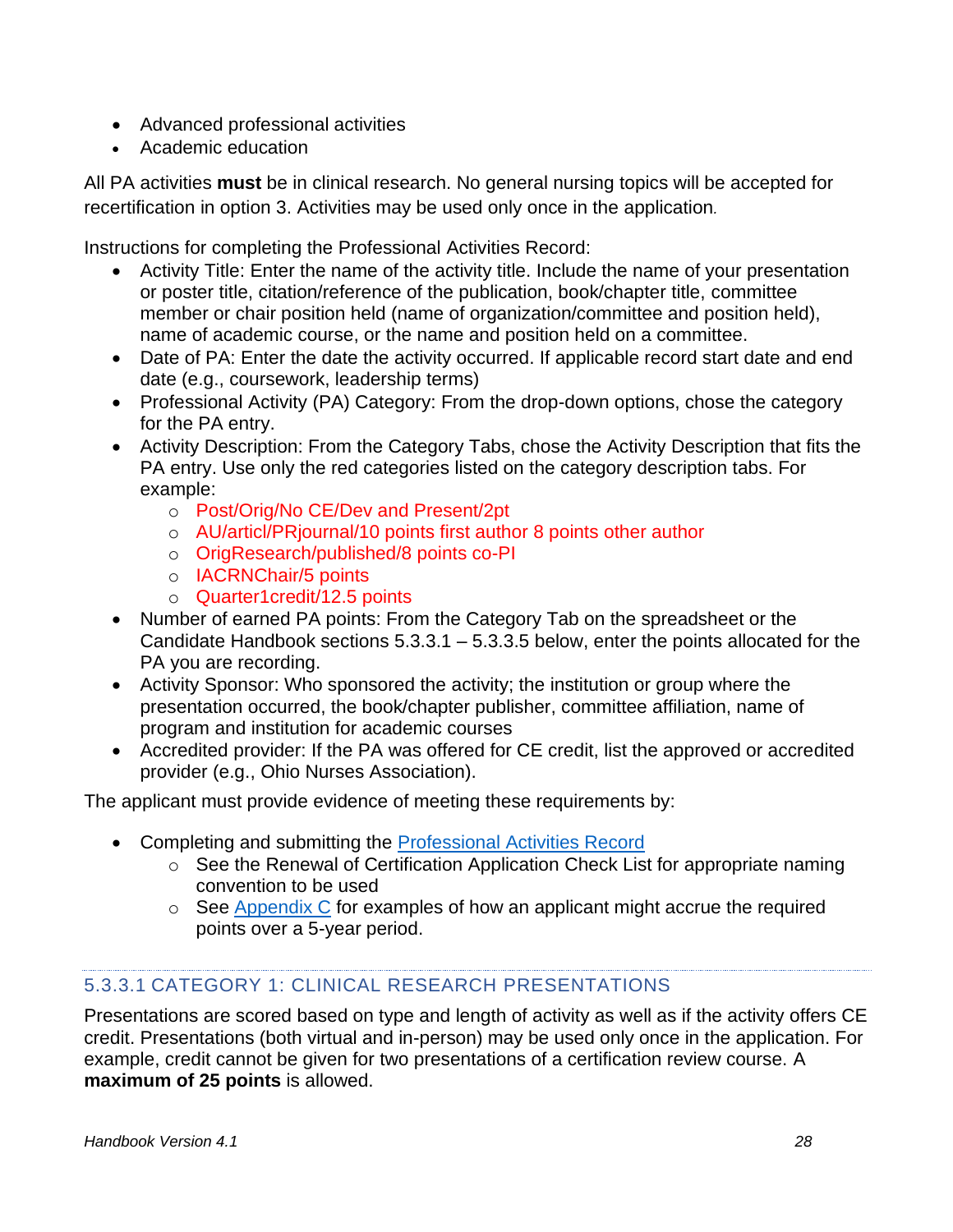- Advanced professional activities
- Academic education

All PA activities **must** be in clinical research. No general nursing topics will be accepted for recertification in option 3. Activities may be used only once in the application.

Instructions for completing the Professional Activities Record:

- Activity Title: Enter the name of the activity title. Include the name of your presentation or poster title, citation/reference of the publication, book/chapter title, committee member or chair position held (name of organization/committee and position held), name of academic course, or the name and position held on a committee.
- Date of PA: Enter the date the activity occurred. If applicable record start date and end date (e.g., coursework, leadership terms)
- Professional Activity (PA) Category: From the drop-down options, chose the category for the PA entry.
- Activity Description: From the Category Tabs, chose the Activity Description that fits the PA entry. Use only the red categories listed on the category description tabs. For example:
    - Post/Orig/No CE/Dev and Present/2pt
    - AU/articl/PRjournal/10 points first author 8 points other author
    - OrigResearch/published/8 points co-PI
    - IACRNChair/5 points
    - Quarter1credit/12.5 points
- Number of earned PA points: From the Category Tab on the spreadsheet or the Candidate Handbook sections 5.3.3.1 – 5.3.3.5 below, enter the points allocated for the PA you are recording.
- Activity Sponsor: Who sponsored the activity; the institution or group where the presentation occurred, the book/chapter publisher, committee affiliation, name of program and institution for academic courses
- Accredited provider: If the PA was offered for CE credit, list the approved or accredited provider (e.g., Ohio Nurses Association).

The applicant must provide evidence of meeting these requirements by:

- Completing and submitting the Professional Activities Record
    - See the Renewal of Certification Application Check List for appropriate naming convention to be used
    - See Appendix C for examples of how an applicant might accrue the required points over a 5-year period.

#### 5.3.3.1 CATEGORY 1: CLINICAL RESEARCH PRESENTATIONS

Presentations are scored based on type and length of activity as well as if the activity offers CE credit. Presentations (both virtual and in-person) may be used only once in the application. For example, credit cannot be given for two presentations of a certification review course. A **maximum of 25 points** is allowed.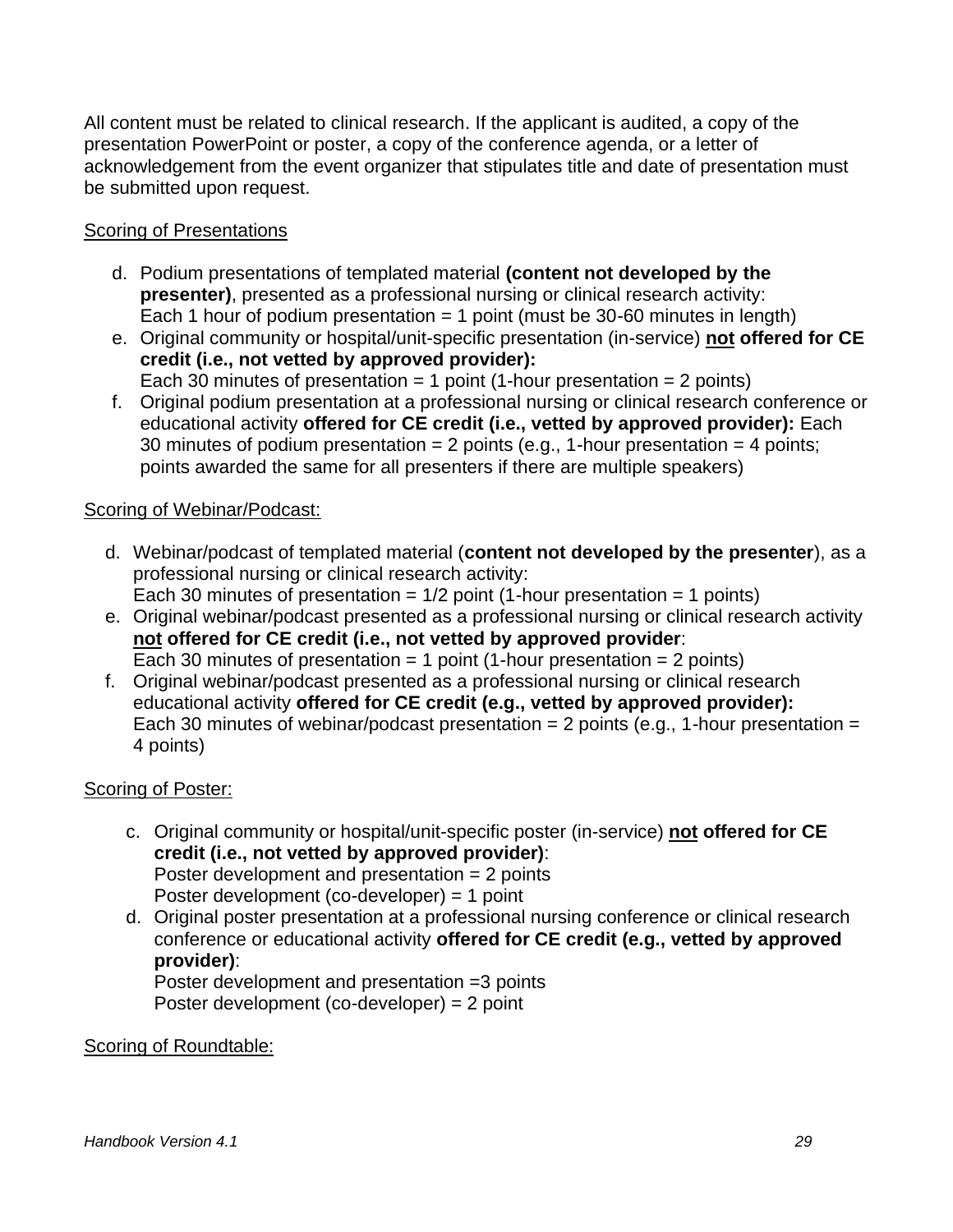All content must be related to clinical research. If the applicant is audited, a copy of the presentation PowerPoint or poster, a copy of the conference agenda, or a letter of acknowledgement from the event organizer that stipulates title and date of presentation must be submitted upon request.

<u>Scoring of Presentations</u>

d. Podium presentations of templated material **(content not developed by the presenter)**, presented as a professional nursing or clinical research activity:
   Each 1 hour of podium presentation = 1 point (must be 30-60 minutes in length)
e. Original community or hospital/unit-specific presentation (in-service) **<u>not</u> offered for CE credit (i.e., not vetted by approved provider):**
   Each 30 minutes of presentation = 1 point (1-hour presentation = 2 points)
f. Original podium presentation at a professional nursing or clinical research conference or educational activity **offered for CE credit (i.e., vetted by approved provider):** Each 30 minutes of podium presentation = 2 points (e.g., 1-hour presentation = 4 points; points awarded the same for all presenters if there are multiple speakers)

<u>Scoring of Webinar/Podcast:</u>

d. Webinar/podcast of templated material (**content not developed by the presenter**), as a professional nursing or clinical research activity:
   Each 30 minutes of presentation = 1/2 point (1-hour presentation = 1 points)
e. Original webinar/podcast presented as a professional nursing or clinical research activity **<u>not</u> offered for CE credit (i.e., not vetted by approved provider**:
   Each 30 minutes of presentation = 1 point (1-hour presentation = 2 points)
f. Original webinar/podcast presented as a professional nursing or clinical research educational activity **offered for CE credit (e.g., vetted by approved provider):**
   Each 30 minutes of webinar/podcast presentation = 2 points (e.g., 1-hour presentation = 4 points)

<u>Scoring of Poster:</u>

c. Original community or hospital/unit-specific poster (in-service) **<u>not</u> offered for CE credit (i.e., not vetted by approved provider)**:
   Poster development and presentation = 2 points
   Poster development (co-developer) = 1 point
d. Original poster presentation at a professional nursing conference or clinical research conference or educational activity **offered for CE credit (e.g., vetted by approved provider)**:
   Poster development and presentation =3 points
   Poster development (co-developer) = 2 point

<u>Scoring of Roundtable:</u>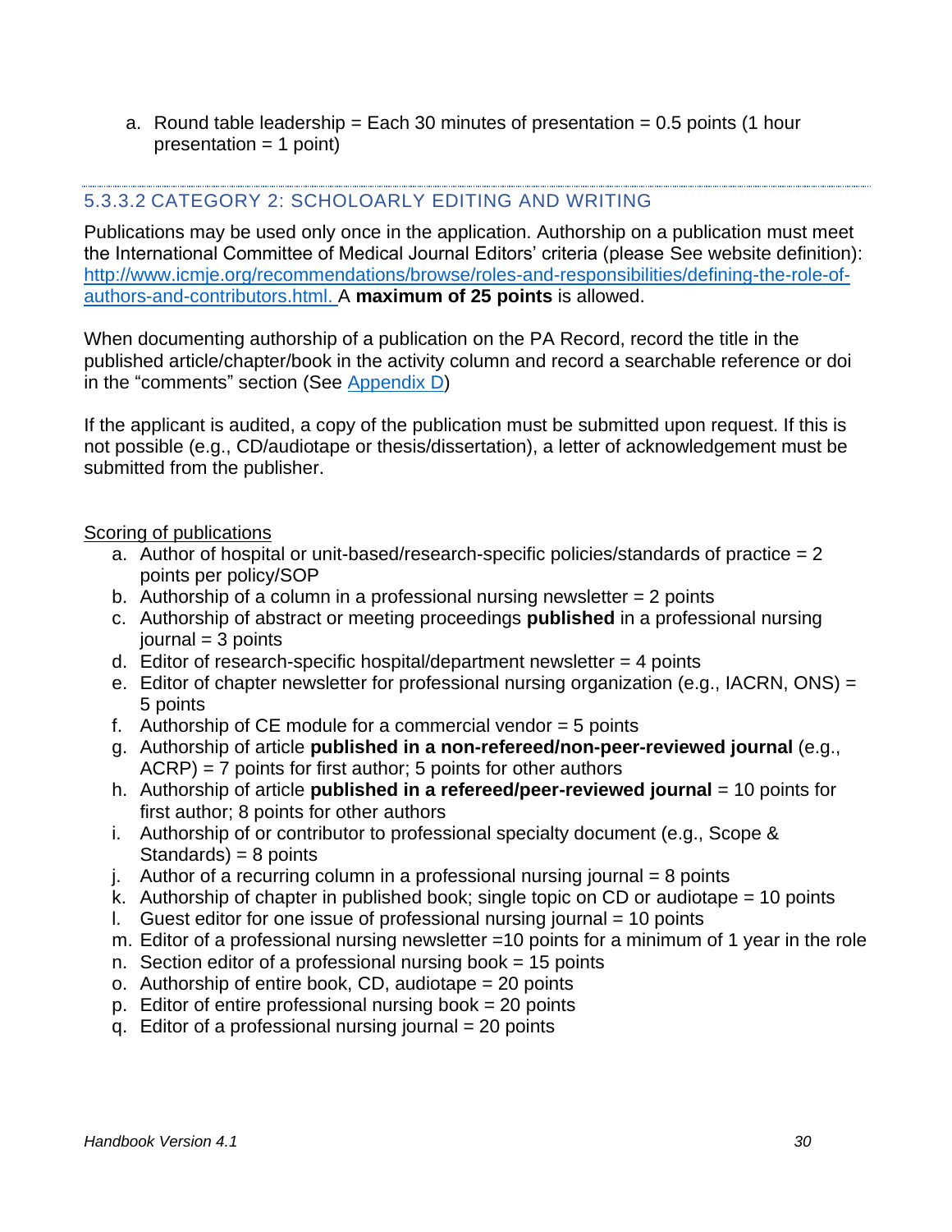a. Round table leadership = Each 30 minutes of presentation = 0.5 points (1 hour presentation = 1 point)

### 5.3.3.2 CATEGORY 2: SCHOLOARLY EDITING AND WRITING

Publications may be used only once in the application. Authorship on a publication must meet the International Committee of Medical Journal Editors' criteria (please See website definition): [http://www.icmje.org/recommendations/browse/roles-and-responsibilities/defining-the-role-of-authors-and-contributors.html.](http://www.icmje.org/recommendations/browse/roles-and-responsibilities/defining-the-role-of-authors-and-contributors.html) A **maximum of 25 points** is allowed.

When documenting authorship of a publication on the PA Record, record the title in the published article/chapter/book in the activity column and record a searchable reference or doi in the "comments" section (See Appendix D)

If the applicant is audited, a copy of the publication must be submitted upon request. If this is not possible (e.g., CD/audiotape or thesis/dissertation), a letter of acknowledgement must be submitted from the publisher.

<u>Scoring of publications</u>

a. Author of hospital or unit-based/research-specific policies/standards of practice = 2 points per policy/SOP
b. Authorship of a column in a professional nursing newsletter = 2 points
c. Authorship of abstract or meeting proceedings **published** in a professional nursing journal = 3 points
d. Editor of research-specific hospital/department newsletter = 4 points
e. Editor of chapter newsletter for professional nursing organization (e.g., IACRN, ONS) = 5 points
f. Authorship of CE module for a commercial vendor = 5 points
g. Authorship of article **published in a non-refereed/non-peer-reviewed journal** (e.g., ACRP) = 7 points for first author; 5 points for other authors
h. Authorship of article **published in a refereed/peer-reviewed journal** = 10 points for first author; 8 points for other authors
i. Authorship of or contributor to professional specialty document (e.g., Scope & Standards) = 8 points
j. Author of a recurring column in a professional nursing journal = 8 points
k. Authorship of chapter in published book; single topic on CD or audiotape = 10 points
l. Guest editor for one issue of professional nursing journal = 10 points
m. Editor of a professional nursing newsletter =10 points for a minimum of 1 year in the role
n. Section editor of a professional nursing book = 15 points
o. Authorship of entire book, CD, audiotape = 20 points
p. Editor of entire professional nursing book = 20 points
q. Editor of a professional nursing journal = 20 points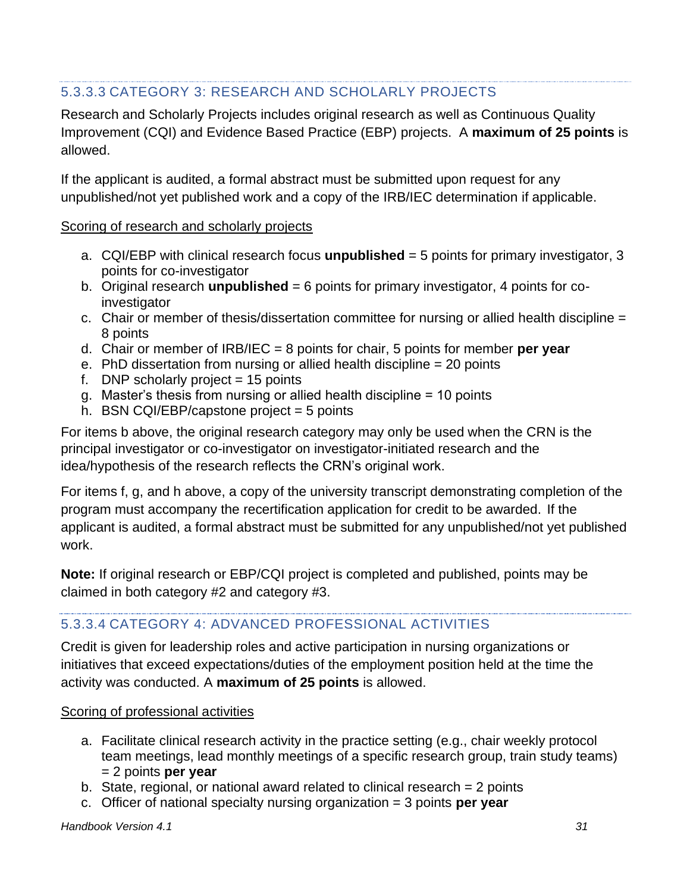#### 5.3.3.3 CATEGORY 3: RESEARCH AND SCHOLARLY PROJECTS

Research and Scholarly Projects includes original research as well as Continuous Quality Improvement (CQI) and Evidence Based Practice (EBP) projects. A **maximum of 25 points** is allowed.

If the applicant is audited, a formal abstract must be submitted upon request for any unpublished/not yet published work and a copy of the IRB/IEC determination if applicable.

Scoring of research and scholarly projects

a. CQI/EBP with clinical research focus **unpublished** = 5 points for primary investigator, 3 points for co-investigator
b. Original research **unpublished** = 6 points for primary investigator, 4 points for co-investigator
c. Chair or member of thesis/dissertation committee for nursing or allied health discipline = 8 points
d. Chair or member of IRB/IEC = 8 points for chair, 5 points for member **per year**
e. PhD dissertation from nursing or allied health discipline = 20 points
f. DNP scholarly project = 15 points
g. Master's thesis from nursing or allied health discipline = 10 points
h. BSN CQI/EBP/capstone project = 5 points

For items b above, the original research category may only be used when the CRN is the principal investigator or co-investigator on investigator-initiated research and the idea/hypothesis of the research reflects the CRN's original work.

For items f, g, and h above, a copy of the university transcript demonstrating completion of the program must accompany the recertification application for credit to be awarded. If the applicant is audited, a formal abstract must be submitted for any unpublished/not yet published work.

**Note:** If original research or EBP/CQI project is completed and published, points may be claimed in both category #2 and category #3.

#### 5.3.3.4 CATEGORY 4: ADVANCED PROFESSIONAL ACTIVITIES

Credit is given for leadership roles and active participation in nursing organizations or initiatives that exceed expectations/duties of the employment position held at the time the activity was conducted. A **maximum of 25 points** is allowed.

Scoring of professional activities

a. Facilitate clinical research activity in the practice setting (e.g., chair weekly protocol team meetings, lead monthly meetings of a specific research group, train study teams) = 2 points **per year**
b. State, regional, or national award related to clinical research = 2 points
c. Officer of national specialty nursing organization = 3 points **per year**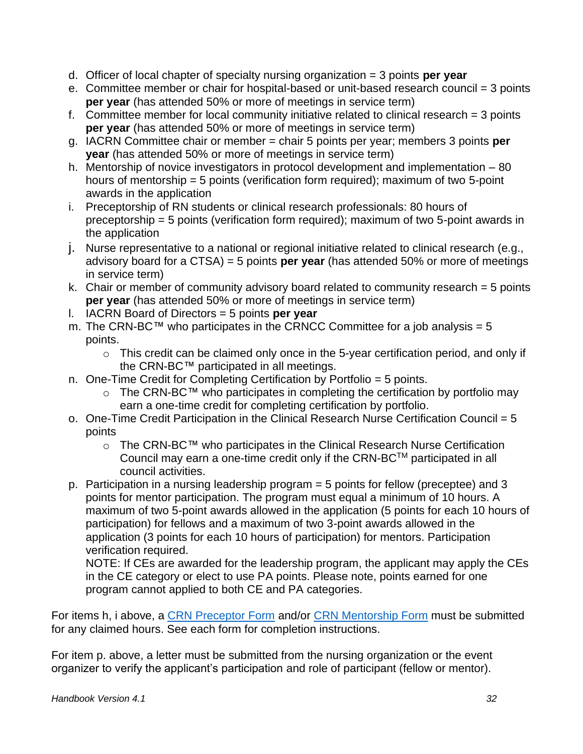d. Officer of local chapter of specialty nursing organization = 3 points **per year**
e. Committee member or chair for hospital-based or unit-based research council = 3 points **per year** (has attended 50% or more of meetings in service term)
f. Committee member for local community initiative related to clinical research = 3 points **per year** (has attended 50% or more of meetings in service term)
g. IACRN Committee chair or member = chair 5 points per year; members 3 points **per year** (has attended 50% or more of meetings in service term)
h. Mentorship of novice investigators in protocol development and implementation – 80 hours of mentorship = 5 points (verification form required); maximum of two 5-point awards in the application
i. Preceptorship of RN students or clinical research professionals: 80 hours of preceptorship = 5 points (verification form required); maximum of two 5-point awards in the application
j. Nurse representative to a national or regional initiative related to clinical research (e.g., advisory board for a CTSA) = 5 points **per year** (has attended 50% or more of meetings in service term)
k. Chair or member of community advisory board related to community research = 5 points **per year** (has attended 50% or more of meetings in service term)
l. IACRN Board of Directors = 5 points **per year**
m. The CRN-BC™ who participates in the CRNCC Committee for a job analysis = 5 points.
    - This credit can be claimed only once in the 5-year certification period, and only if the CRN-BC™ participated in all meetings.
n. One-Time Credit for Completing Certification by Portfolio = 5 points.
    - The CRN-BC™ who participates in completing the certification by portfolio may earn a one-time credit for completing certification by portfolio.
o. One-Time Credit Participation in the Clinical Research Nurse Certification Council = 5 points
    - The CRN-BC™ who participates in the Clinical Research Nurse Certification Council may earn a one-time credit only if the CRN-BC™ participated in all council activities.
p. Participation in a nursing leadership program = 5 points for fellow (preceptee) and 3 points for mentor participation. The program must equal a minimum of 10 hours. A maximum of two 5-point awards allowed in the application (5 points for each 10 hours of participation) for fellows and a maximum of two 3-point awards allowed in the application (3 points for each 10 hours of participation) for mentors. Participation verification required.
   NOTE: If CEs are awarded for the leadership program, the applicant may apply the CEs in the CE category or elect to use PA points. Please note, points earned for one program cannot applied to both CE and PA categories.

For items h, i above, a CRN Preceptor Form and/or CRN Mentorship Form must be submitted for any claimed hours. See each form for completion instructions.

For item p. above, a letter must be submitted from the nursing organization or the event organizer to verify the applicant's participation and role of participant (fellow or mentor).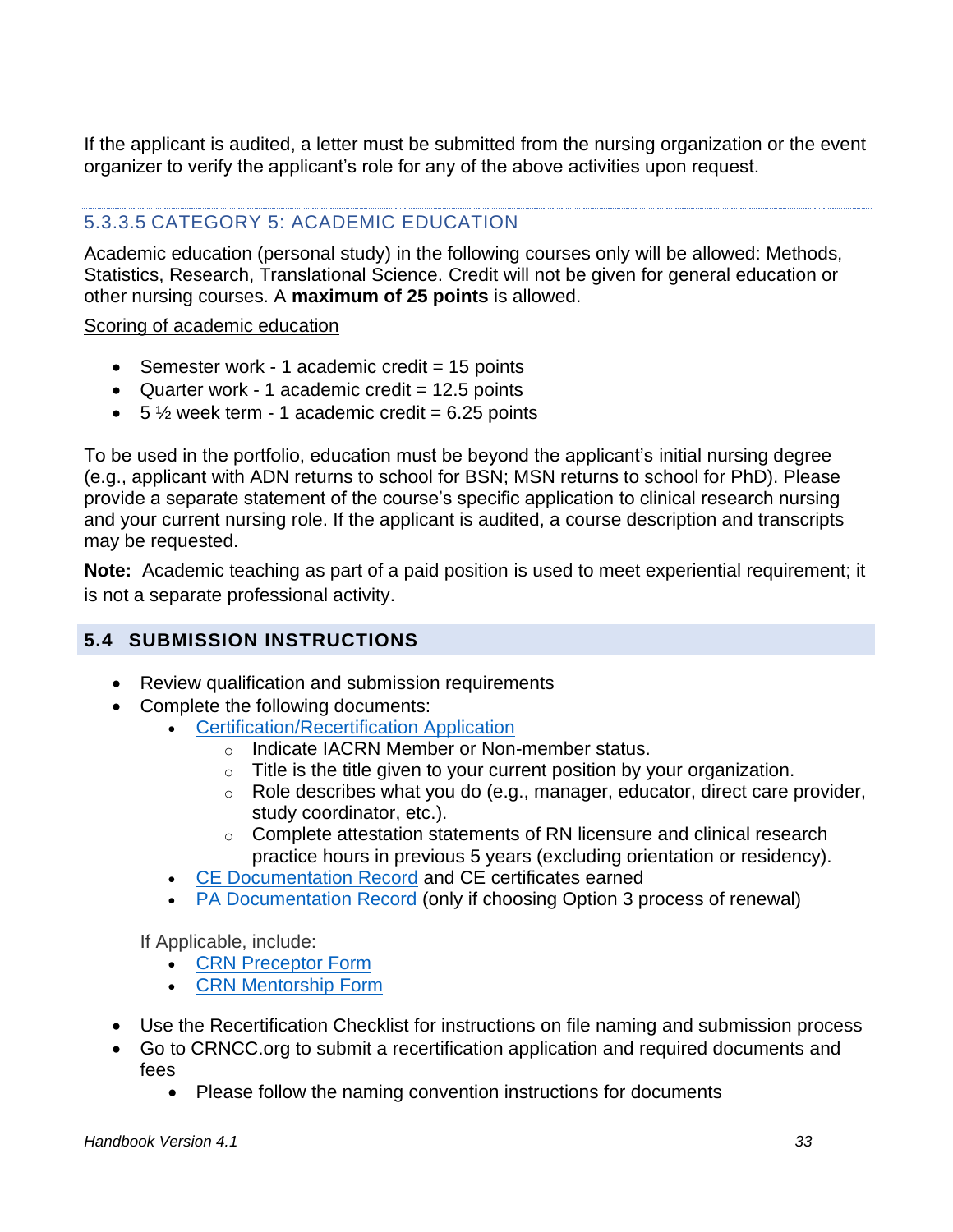If the applicant is audited, a letter must be submitted from the nursing organization or the event organizer to verify the applicant's role for any of the above activities upon request.

#### 5.3.3.5 CATEGORY 5: ACADEMIC EDUCATION

Academic education (personal study) in the following courses only will be allowed: Methods, Statistics, Research, Translational Science. Credit will not be given for general education or other nursing courses. A **maximum of 25 points** is allowed.

Scoring of academic education

- Semester work - 1 academic credit = 15 points
- Quarter work - 1 academic credit = 12.5 points
- 5 ½ week term - 1 academic credit = 6.25 points

To be used in the portfolio, education must be beyond the applicant's initial nursing degree (e.g., applicant with ADN returns to school for BSN; MSN returns to school for PhD). Please provide a separate statement of the course's specific application to clinical research nursing and your current nursing role. If the applicant is audited, a course description and transcripts may be requested.

**Note:** Academic teaching as part of a paid position is used to meet experiential requirement; it is not a separate professional activity.

## 5.4 SUBMISSION INSTRUCTIONS

- Review qualification and submission requirements
- Complete the following documents:
  - Certification/Recertification Application
    - Indicate IACRN Member or Non-member status.
    - Title is the title given to your current position by your organization.
    - Role describes what you do (e.g., manager, educator, direct care provider, study coordinator, etc.).
    - Complete attestation statements of RN licensure and clinical research practice hours in previous 5 years (excluding orientation or residency).
  - CE Documentation Record and CE certificates earned
  - PA Documentation Record (only if choosing Option 3 process of renewal)

  If Applicable, include:
  - CRN Preceptor Form
  - CRN Mentorship Form
- Use the Recertification Checklist for instructions on file naming and submission process
- Go to CRNCC.org to submit a recertification application and required documents and fees
  - Please follow the naming convention instructions for documents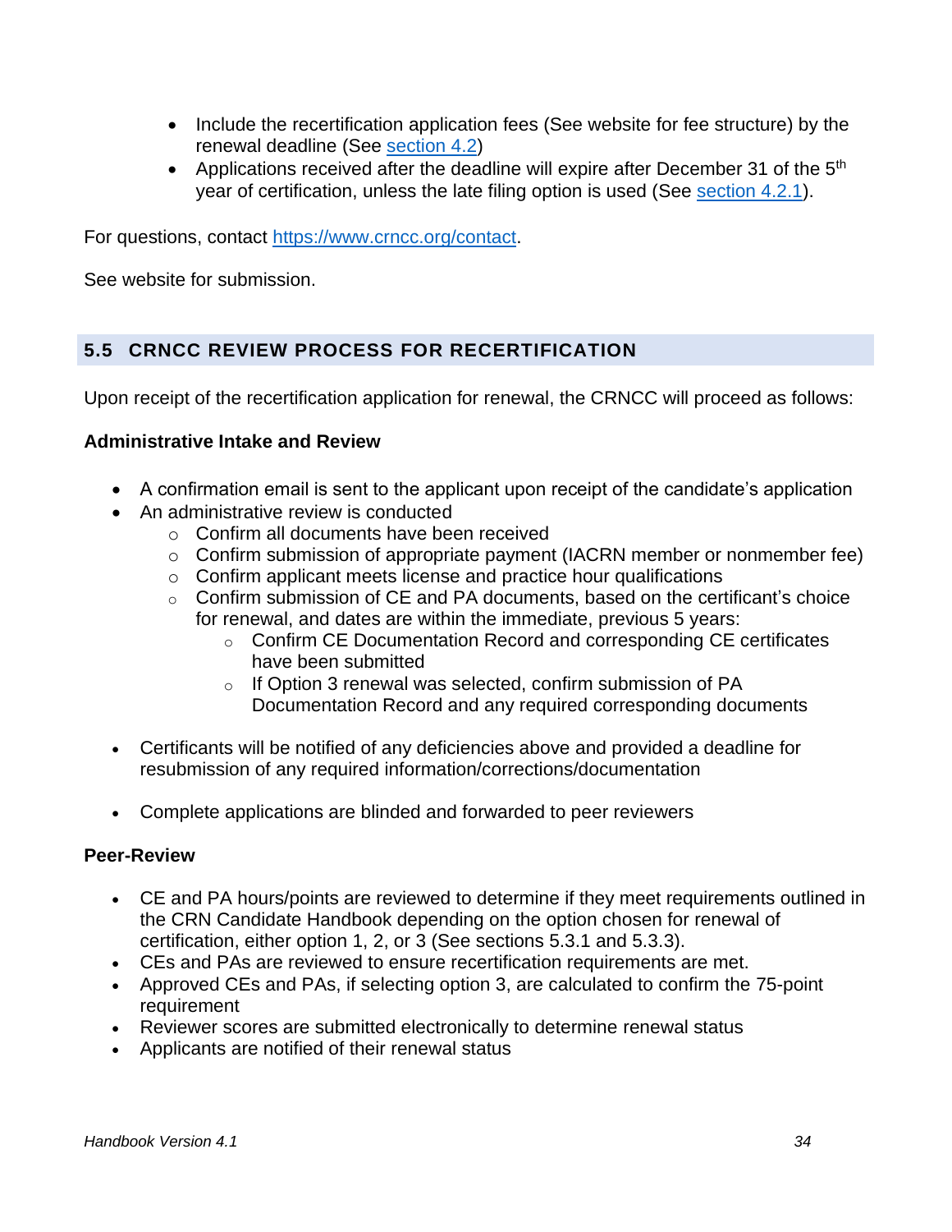- Include the recertification application fees (See website for fee structure) by the renewal deadline (See [section 4.2](#))
- Applications received after the deadline will expire after December 31 of the 5th year of certification, unless the late filing option is used (See [section 4.2.1](#)).

For questions, contact [https://www.crncc.org/contact](https://www.crncc.org/contact).

See website for submission.

## 5.5 CRNCC REVIEW PROCESS FOR RECERTIFICATION

Upon receipt of the recertification application for renewal, the CRNCC will proceed as follows:

**Administrative Intake and Review**

- A confirmation email is sent to the applicant upon receipt of the candidate's application
- An administrative review is conducted
  - Confirm all documents have been received
  - Confirm submission of appropriate payment (IACRN member or nonmember fee)
  - Confirm applicant meets license and practice hour qualifications
  - Confirm submission of CE and PA documents, based on the certificant's choice for renewal, and dates are within the immediate, previous 5 years:
    - Confirm CE Documentation Record and corresponding CE certificates have been submitted
    - If Option 3 renewal was selected, confirm submission of PA Documentation Record and any required corresponding documents

- Certificants will be notified of any deficiencies above and provided a deadline for resubmission of any required information/corrections/documentation

- Complete applications are blinded and forwarded to peer reviewers

**Peer-Review**

- CE and PA hours/points are reviewed to determine if they meet requirements outlined in the CRN Candidate Handbook depending on the option chosen for renewal of certification, either option 1, 2, or 3 (See sections 5.3.1 and 5.3.3).
- CEs and PAs are reviewed to ensure recertification requirements are met.
- Approved CEs and PAs, if selecting option 3, are calculated to confirm the 75-point requirement
- Reviewer scores are submitted electronically to determine renewal status
- Applicants are notified of their renewal status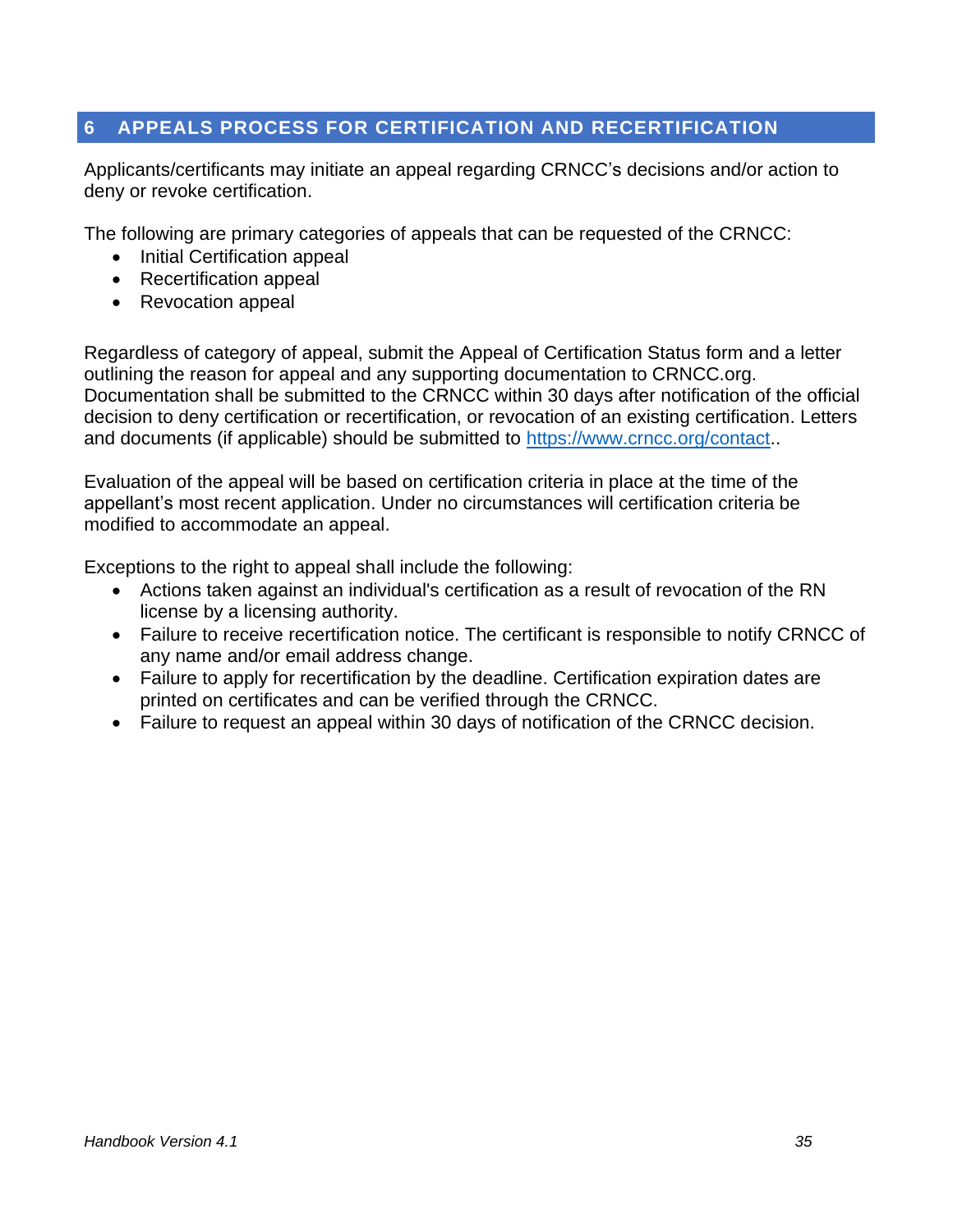## 6 APPEALS PROCESS FOR CERTIFICATION AND RECERTIFICATION

Applicants/certificants may initiate an appeal regarding CRNCC's decisions and/or action to deny or revoke certification.

The following are primary categories of appeals that can be requested of the CRNCC:

- Initial Certification appeal
- Recertification appeal
- Revocation appeal

Regardless of category of appeal, submit the Appeal of Certification Status form and a letter outlining the reason for appeal and any supporting documentation to CRNCC.org. Documentation shall be submitted to the CRNCC within 30 days after notification of the official decision to deny certification or recertification, or revocation of an existing certification. Letters and documents (if applicable) should be submitted to [https://www.crncc.org/contact](https://www.crncc.org/contact)..

Evaluation of the appeal will be based on certification criteria in place at the time of the appellant's most recent application. Under no circumstances will certification criteria be modified to accommodate an appeal.

Exceptions to the right to appeal shall include the following:

- Actions taken against an individual's certification as a result of revocation of the RN license by a licensing authority.
- Failure to receive recertification notice. The certificant is responsible to notify CRNCC of any name and/or email address change.
- Failure to apply for recertification by the deadline. Certification expiration dates are printed on certificates and can be verified through the CRNCC.
- Failure to request an appeal within 30 days of notification of the CRNCC decision.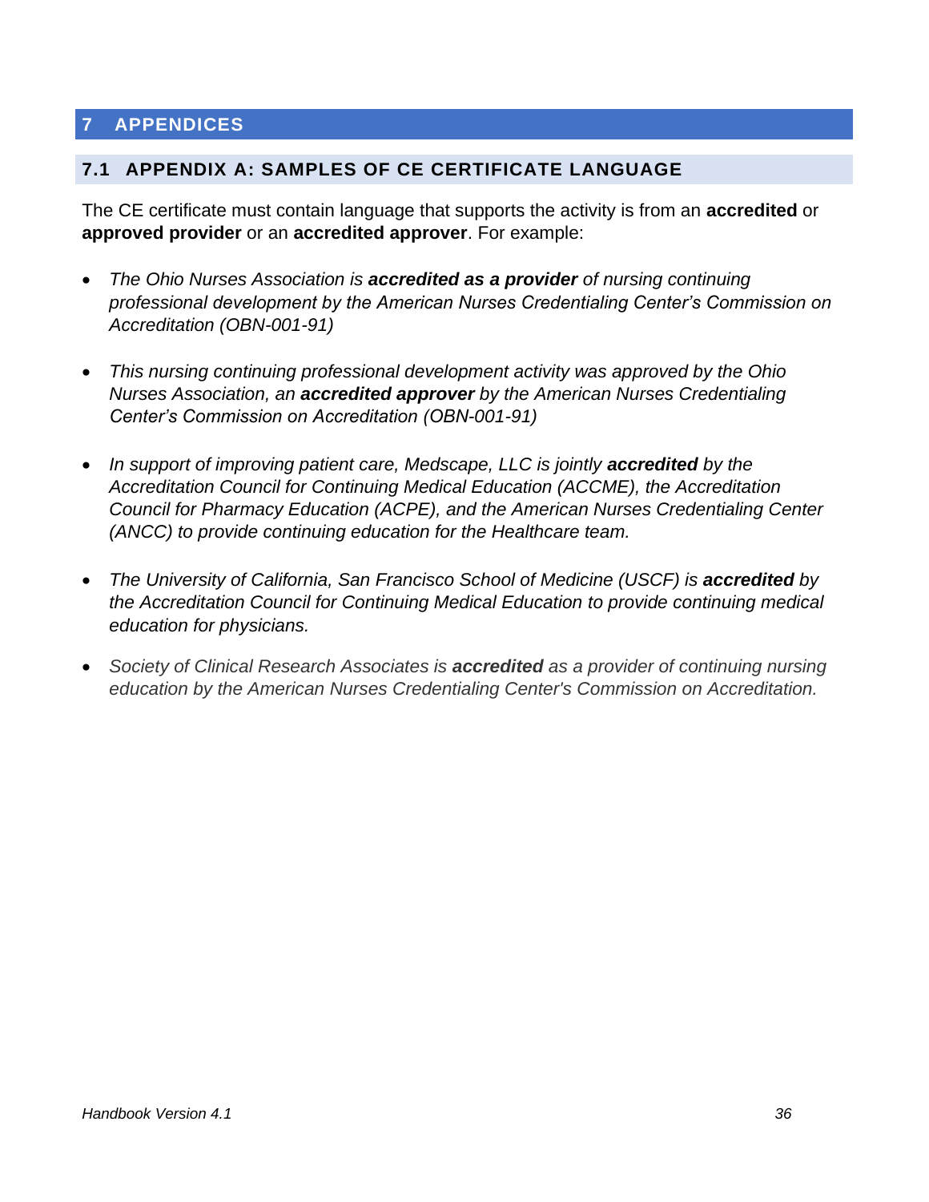# 7 APPENDICES

## 7.1 APPENDIX A: SAMPLES OF CE CERTIFICATE LANGUAGE

The CE certificate must contain language that supports the activity is from an **accredited** or **approved provider** or an **accredited approver**. For example:

- *The Ohio Nurses Association is **accredited as a provider** of nursing continuing professional development by the American Nurses Credentialing Center's Commission on Accreditation (OBN-001-91)*

- *This nursing continuing professional development activity was approved by the Ohio Nurses Association, an **accredited approver** by the American Nurses Credentialing Center's Commission on Accreditation (OBN-001-91)*

- *In support of improving patient care, Medscape, LLC is jointly **accredited** by the Accreditation Council for Continuing Medical Education (ACCME), the Accreditation Council for Pharmacy Education (ACPE), and the American Nurses Credentialing Center (ANCC) to provide continuing education for the Healthcare team.*

- *The University of California, San Francisco School of Medicine (USCF) is **accredited** by the Accreditation Council for Continuing Medical Education to provide continuing medical education for physicians.*

- *Society of Clinical Research Associates is **accredited** as a provider of continuing nursing education by the American Nurses Credentialing Center's Commission on Accreditation.*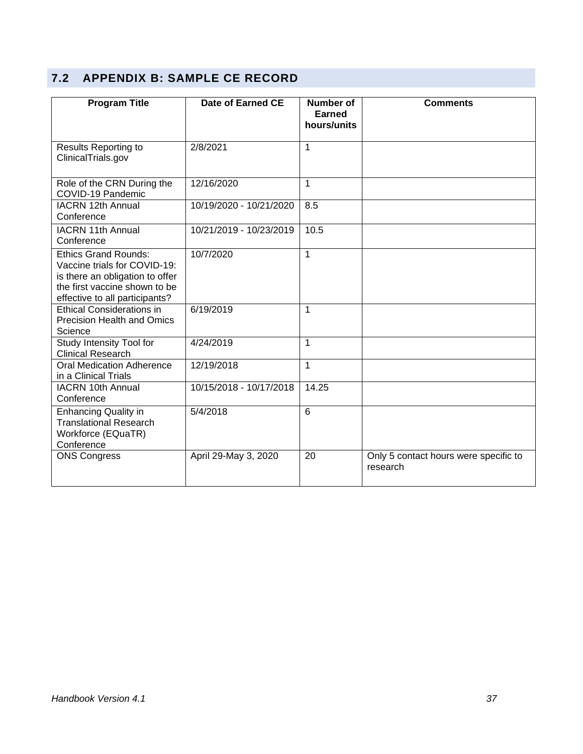## 7.2 APPENDIX B: SAMPLE CE RECORD

| Program Title | Date of Earned CE | Number of Earned hours/units | Comments |
|---|---|---|---|
| Results Reporting to ClinicalTrials.gov | 2/8/2021 | 1 | |
| Role of the CRN During the COVID-19 Pandemic | 12/16/2020 | 1 | |
| IACRN 12th Annual Conference | 10/19/2020 - 10/21/2020 | 8.5 | |
| IACRN 11th Annual Conference | 10/21/2019 - 10/23/2019 | 10.5 | |
| Ethics Grand Rounds: Vaccine trials for COVID-19: is there an obligation to offer the first vaccine shown to be effective to all participants? | 10/7/2020 | 1 | |
| Ethical Considerations in Precision Health and Omics Science | 6/19/2019 | 1 | |
| Study Intensity Tool for Clinical Research | 4/24/2019 | 1 | |
| Oral Medication Adherence in a Clinical Trials | 12/19/2018 | 1 | |
| IACRN 10th Annual Conference | 10/15/2018 - 10/17/2018 | 14.25 | |
| Enhancing Quality in Translational Research Workforce (EQuaTR) Conference | 5/4/2018 | 6 | |
| ONS Congress | April 29-May 3, 2020 | 20 | Only 5 contact hours were specific to research |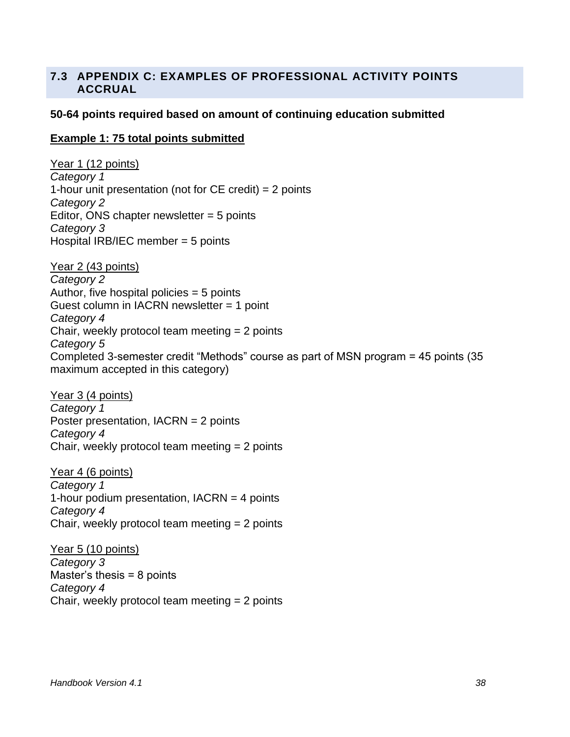## 7.3 APPENDIX C: EXAMPLES OF PROFESSIONAL ACTIVITY POINTS ACCRUAL

**50-64 points required based on amount of continuing education submitted**

**Example 1: 75 total points submitted**

Year 1 (12 points)
*Category 1*
1-hour unit presentation (not for CE credit) = 2 points
*Category 2*
Editor, ONS chapter newsletter = 5 points
*Category 3*
Hospital IRB/IEC member = 5 points

Year 2 (43 points)
*Category 2*
Author, five hospital policies = 5 points
Guest column in IACRN newsletter = 1 point
*Category 4*
Chair, weekly protocol team meeting = 2 points
*Category 5*
Completed 3-semester credit "Methods" course as part of MSN program = 45 points (35 maximum accepted in this category)

Year 3 (4 points)
*Category 1*
Poster presentation, IACRN = 2 points
*Category 4*
Chair, weekly protocol team meeting = 2 points

Year 4 (6 points)
*Category 1*
1-hour podium presentation, IACRN = 4 points
*Category 4*
Chair, weekly protocol team meeting = 2 points

Year 5 (10 points)
*Category 3*
Master's thesis = 8 points
*Category 4*
Chair, weekly protocol team meeting = 2 points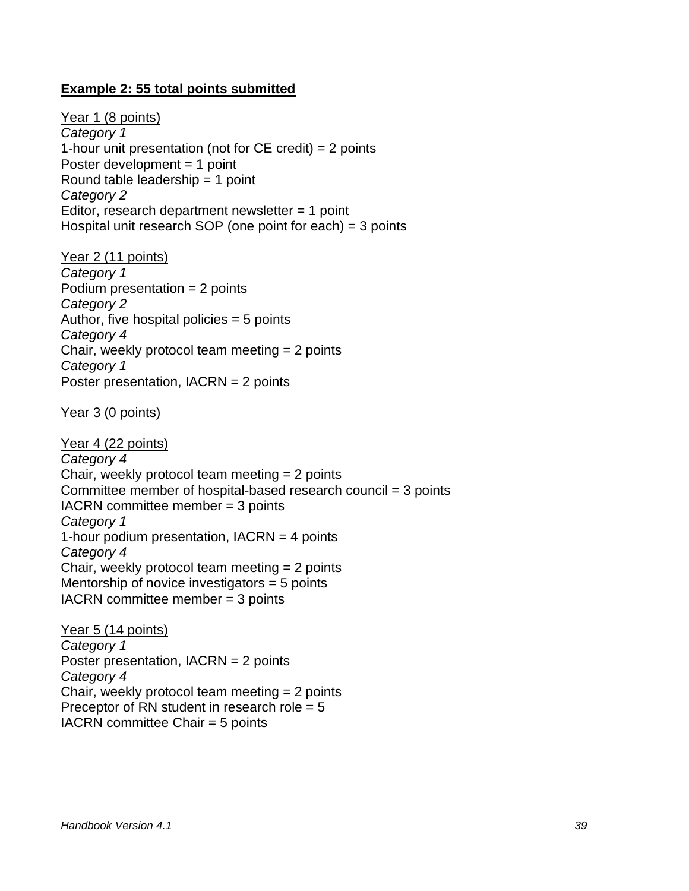**<u>Example 2: 55 total points submitted</u>**

<u>Year 1 (8 points)</u>
*Category 1*
1-hour unit presentation (not for CE credit) = 2 points
Poster development = 1 point
Round table leadership = 1 point
*Category 2*
Editor, research department newsletter = 1 point
Hospital unit research SOP (one point for each) = 3 points

<u>Year 2 (11 points)</u>
*Category 1*
Podium presentation = 2 points
*Category 2*
Author, five hospital policies = 5 points
*Category 4*
Chair, weekly protocol team meeting = 2 points
*Category 1*
Poster presentation, IACRN = 2 points

<u>Year 3 (0 points)</u>

<u>Year 4 (22 points)</u>
*Category 4*
Chair, weekly protocol team meeting = 2 points
Committee member of hospital-based research council = 3 points
IACRN committee member = 3 points
*Category 1*
1-hour podium presentation, IACRN = 4 points
*Category 4*
Chair, weekly protocol team meeting = 2 points
Mentorship of novice investigators = 5 points
IACRN committee member = 3 points

<u>Year 5 (14 points)</u>
*Category 1*
Poster presentation, IACRN = 2 points
*Category 4*
Chair, weekly protocol team meeting = 2 points
Preceptor of RN student in research role = 5
IACRN committee Chair = 5 points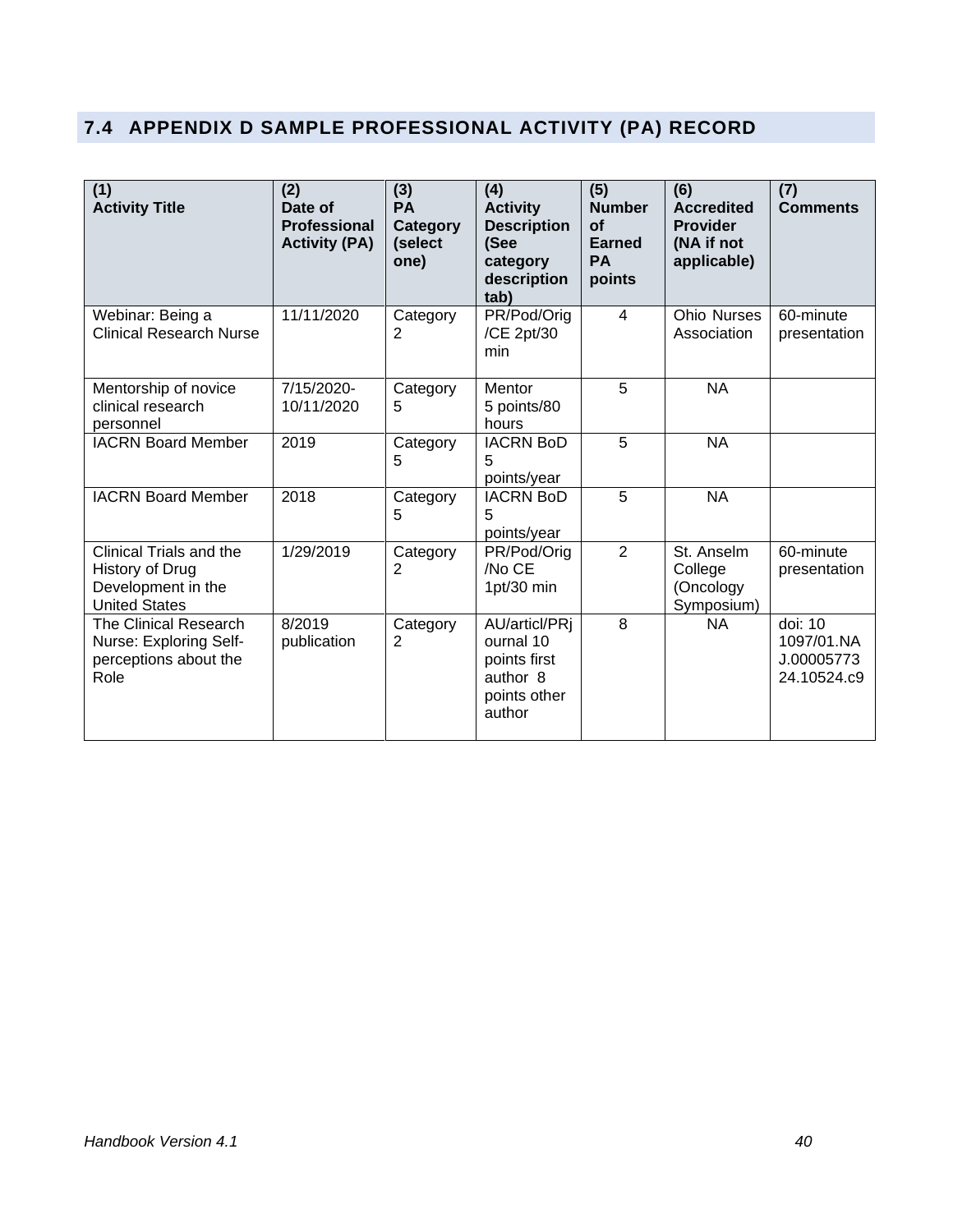## 7.4 APPENDIX D SAMPLE PROFESSIONAL ACTIVITY (PA) RECORD

| (1) Activity Title | (2) Date of Professional Activity (PA) | (3) PA Category (select one) | (4) Activity Description (See category description tab) | (5) Number of Earned PA points | (6) Accredited Provider (NA if not applicable) | (7) Comments |
|---|---|---|---|---|---|---|
| Webinar: Being a Clinical Research Nurse | 11/11/2020 | Category 2 | PR/Pod/Orig /CE 2pt/30 min | 4 | Ohio Nurses Association | 60-minute presentation |
| Mentorship of novice clinical research personnel | 7/15/2020-10/11/2020 | Category 5 | Mentor 5 points/80 hours | 5 | NA | |
| IACRN Board Member | 2019 | Category 5 | IACRN BoD 5 points/year | 5 | NA | |
| IACRN Board Member | 2018 | Category 5 | IACRN BoD 5 points/year | 5 | NA | |
| Clinical Trials and the History of Drug Development in the United States | 1/29/2019 | Category 2 | PR/Pod/Orig /No CE 1pt/30 min | 2 | St. Anselm College (Oncology Symposium) | 60-minute presentation |
| The Clinical Research Nurse: Exploring Self-perceptions about the Role | 8/2019 publication | Category 2 | AU/articl/PRjournal 10 points first author 8 points other author | 8 | NA | doi: 10 1097/01.NAJ.0000577324.10524.c9 |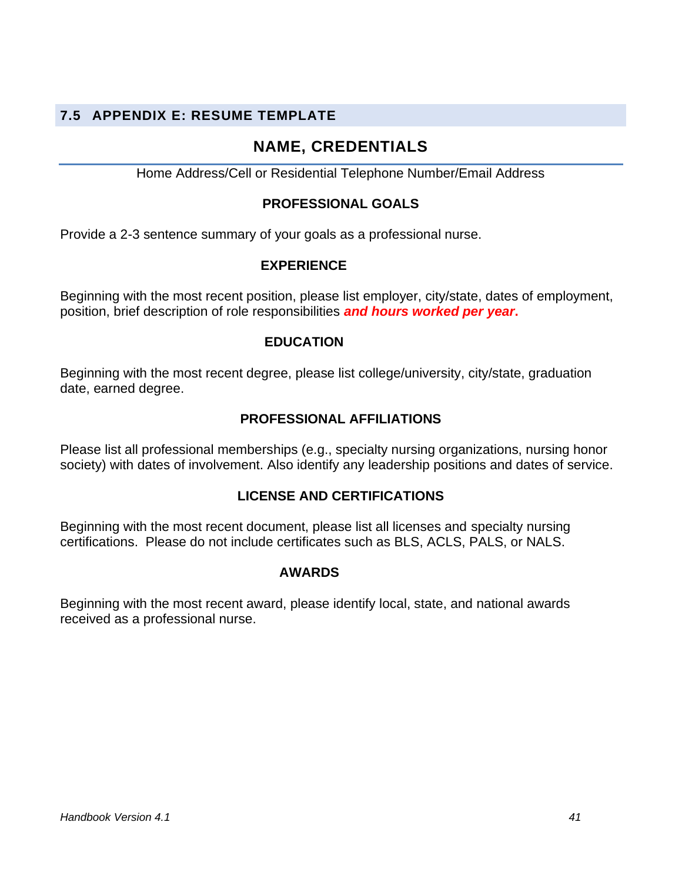## 7.5 APPENDIX E: RESUME TEMPLATE

# NAME, CREDENTIALS

Home Address/Cell or Residential Telephone Number/Email Address

### PROFESSIONAL GOALS

Provide a 2-3 sentence summary of your goals as a professional nurse.

### EXPERIENCE

Beginning with the most recent position, please list employer, city/state, dates of employment, position, brief description of role responsibilities ***and hours worked per year*****.**

### EDUCATION

Beginning with the most recent degree, please list college/university, city/state, graduation date, earned degree.

### PROFESSIONAL AFFILIATIONS

Please list all professional memberships (e.g., specialty nursing organizations, nursing honor society) with dates of involvement. Also identify any leadership positions and dates of service.

### LICENSE AND CERTIFICATIONS

Beginning with the most recent document, please list all licenses and specialty nursing certifications. Please do not include certificates such as BLS, ACLS, PALS, or NALS.

### AWARDS

Beginning with the most recent award, please identify local, state, and national awards received as a professional nurse.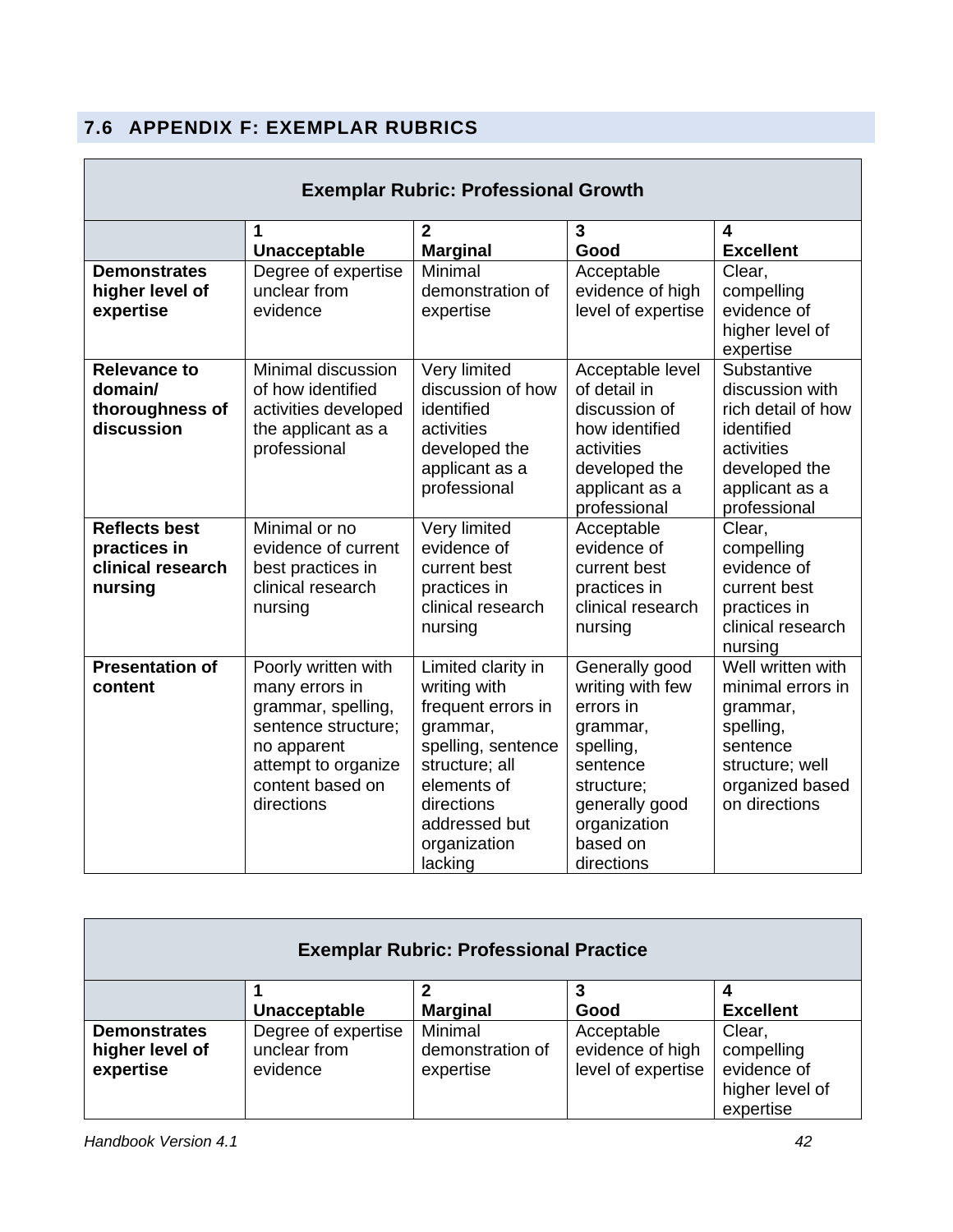## 7.6 APPENDIX F: EXEMPLAR RUBRICS

| Exemplar Rubric: Professional Growth | | | | |
|---|---|---|---|---|
| | 1 **Unacceptable** | 2 **Marginal** | 3 **Good** | 4 **Excellent** |
| **Demonstrates higher level of expertise** | Degree of expertise unclear from evidence | Minimal demonstration of expertise | Acceptable evidence of high level of expertise | Clear, compelling evidence of higher level of expertise |
| **Relevance to domain/ thoroughness of discussion** | Minimal discussion of how identified activities developed the applicant as a professional | Very limited discussion of how identified activities developed the applicant as a professional | Acceptable level of detail in discussion of how identified activities developed the applicant as a professional | Substantive discussion with rich detail of how identified activities developed the applicant as a professional |
| **Reflects best practices in clinical research nursing** | Minimal or no evidence of current best practices in clinical research nursing | Very limited evidence of current best practices in clinical research nursing | Acceptable evidence of current best practices in clinical research nursing | Clear, compelling evidence of current best practices in clinical research nursing |
| **Presentation of content** | Poorly written with many errors in grammar, spelling, sentence structure; no apparent attempt to organize content based on directions | Limited clarity in writing with frequent errors in grammar, spelling, sentence structure; all elements of directions addressed but organization lacking | Generally good writing with few errors in grammar, spelling, sentence structure; generally good organization based on directions | Well written with minimal errors in grammar, spelling, sentence structure; well organized based on directions |

| Exemplar Rubric: Professional Practice | | | | |
|---|---|---|---|---|
| | 1 **Unacceptable** | 2 **Marginal** | 3 **Good** | 4 **Excellent** |
| **Demonstrates higher level of expertise** | Degree of expertise unclear from evidence | Minimal demonstration of expertise | Acceptable evidence of high level of expertise | Clear, compelling evidence of higher level of expertise |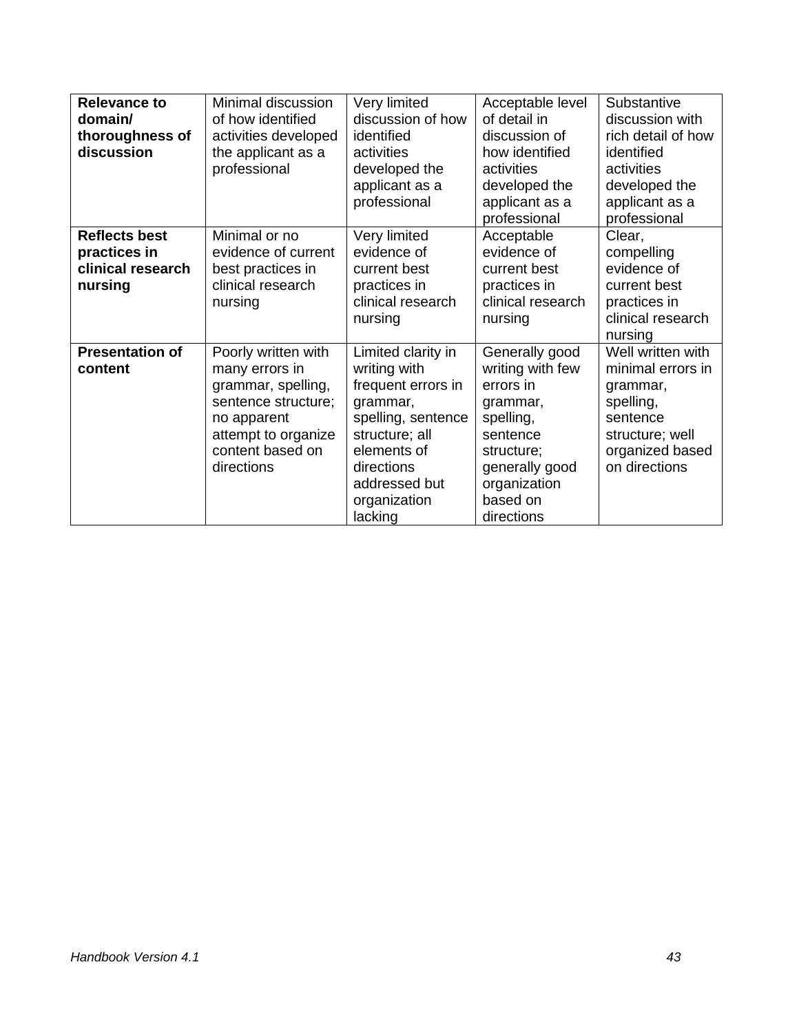| **Relevance to domain/ thoroughness of discussion** | Minimal discussion of how identified activities developed the applicant as a professional | Very limited discussion of how identified activities developed the applicant as a professional | Acceptable level of detail in discussion of how identified activities developed the applicant as a professional | Substantive discussion with rich detail of how identified activities developed the applicant as a professional |
|---|---|---|---|---|
| **Reflects best practices in clinical research nursing** | Minimal or no evidence of current best practices in clinical research nursing | Very limited evidence of current best practices in clinical research nursing | Acceptable evidence of current best practices in clinical research nursing | Clear, compelling evidence of current best practices in clinical research nursing |
| **Presentation of content** | Poorly written with many errors in grammar, spelling, sentence structure; no apparent attempt to organize content based on directions | Limited clarity in writing with frequent errors in grammar, spelling, sentence structure; all elements of directions addressed but organization lacking | Generally good writing with few errors in grammar, spelling, sentence structure; generally good organization based on directions | Well written with minimal errors in grammar, spelling, sentence structure; well organized based on directions |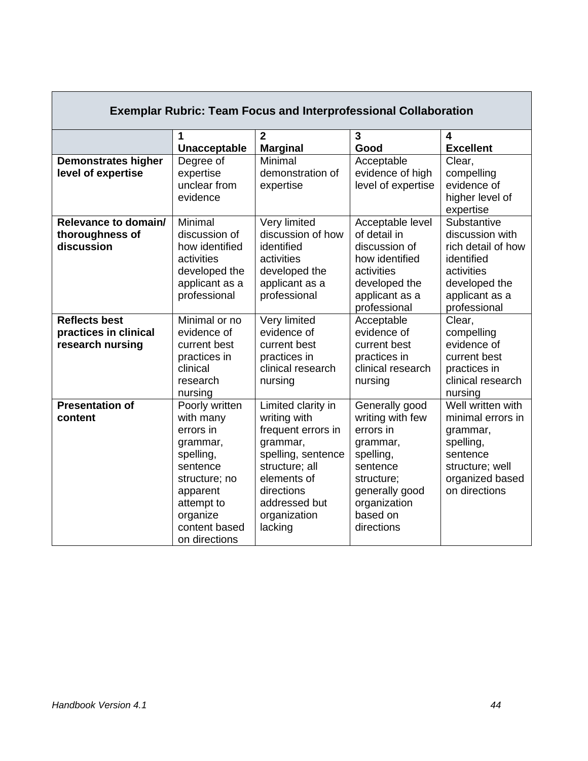| Exemplar Rubric: Team Focus and Interprofessional Collaboration | | | | |
|---|---|---|---|---|
| | **1 Unacceptable** | **2 Marginal** | **3 Good** | **4 Excellent** |
| **Demonstrates higher level of expertise** | Degree of expertise unclear from evidence | Minimal demonstration of expertise | Acceptable evidence of high level of expertise | Clear, compelling evidence of higher level of expertise |
| **Relevance to domain/ thoroughness of discussion** | Minimal discussion of how identified activities developed the applicant as a professional | Very limited discussion of how identified activities developed the applicant as a professional | Acceptable level of detail in discussion of how identified activities developed the applicant as a professional | Substantive discussion with rich detail of how identified activities developed the applicant as a professional |
| **Reflects best practices in clinical research nursing** | Minimal or no evidence of current best practices in clinical research nursing | Very limited evidence of current best practices in clinical research nursing | Acceptable evidence of current best practices in clinical research nursing | Clear, compelling evidence of current best practices in clinical research nursing |
| **Presentation of content** | Poorly written with many errors in grammar, spelling, sentence structure; no apparent attempt to organize content based on directions | Limited clarity in writing with frequent errors in grammar, spelling, sentence structure; all elements of directions addressed but organization lacking | Generally good writing with few errors in grammar, spelling, sentence structure; generally good organization based on directions | Well written with minimal errors in grammar, spelling, sentence structure; well organized based on directions |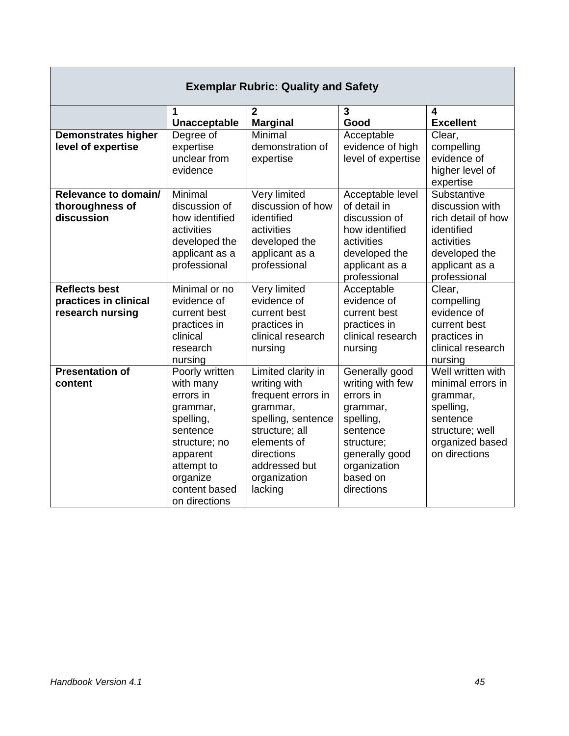| Exemplar Rubric: Quality and Safety | | | | |
|---|---|---|---|---|
| | **1 Unacceptable** | **2 Marginal** | **3 Good** | **4 Excellent** |
| **Demonstrates higher level of expertise** | Degree of expertise unclear from evidence | Minimal demonstration of expertise | Acceptable evidence of high level of expertise | Clear, compelling evidence of higher level of expertise |
| **Relevance to domain/ thoroughness of discussion** | Minimal discussion of how identified activities developed the applicant as a professional | Very limited discussion of how identified activities developed the applicant as a professional | Acceptable level of detail in discussion of how identified activities developed the applicant as a professional | Substantive discussion with rich detail of how identified activities developed the applicant as a professional |
| **Reflects best practices in clinical research nursing** | Minimal or no evidence of current best practices in clinical research nursing | Very limited evidence of current best practices in clinical research nursing | Acceptable evidence of current best practices in clinical research nursing | Clear, compelling evidence of current best practices in clinical research nursing |
| **Presentation of content** | Poorly written with many errors in grammar, spelling, sentence structure; no apparent attempt to organize content based on directions | Limited clarity in writing with frequent errors in grammar, spelling, sentence structure; all elements of directions addressed but organization lacking | Generally good writing with few errors in grammar, spelling, sentence structure; generally good organization based on directions | Well written with minimal errors in grammar, spelling, sentence structure; well organized based on directions |